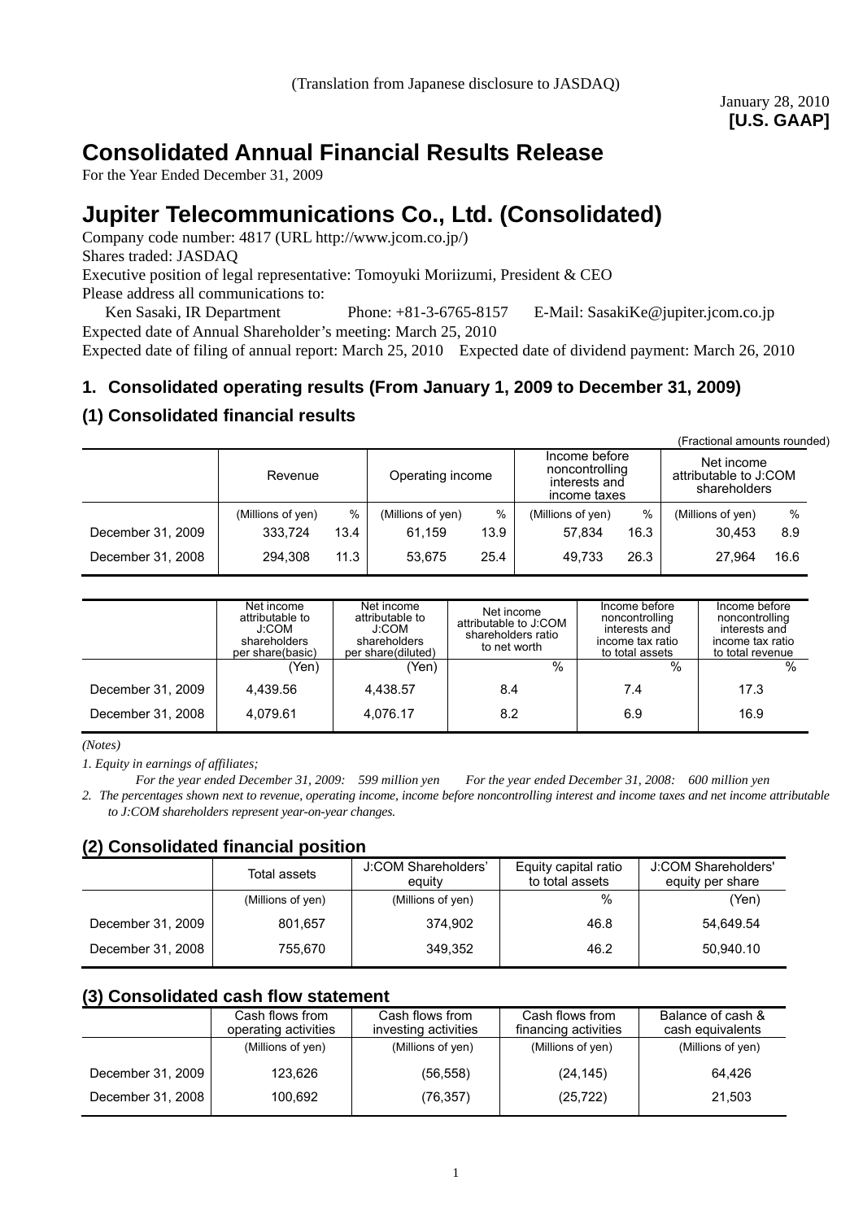(Translation from Japanese disclosure to JASDAQ)

January 28, 2010
**[U.S. GAAP]**

# Consolidated Annual Financial Results Release

For the Year Ended December 31, 2009

# Jupiter Telecommunications Co., Ltd. (Consolidated)

Company code number: 4817 (URL http://www.jcom.co.jp/)
Shares traded: JASDAQ
Executive position of legal representative: Tomoyuki Moriizumi, President & CEO
Please address all communications to:
Ken Sasaki, IR Department Phone: +81-3-6765-8157 E-Mail: SasakiKe@jupiter.jcom.co.jp
Expected date of Annual Shareholder's meeting: March 25, 2010
Expected date of filing of annual report: March 25, 2010 Expected date of dividend payment: March 26, 2010

## 1. Consolidated operating results (From January 1, 2009 to December 31, 2009)

### (1) Consolidated financial results

(Fractional amounts rounded)

| | Revenue | | Operating income | | Income before noncontrolling interests and income taxes | | Net income attributable to J:COM shareholders | |
|---|---|---|---|---|---|---|---|---|
| | (Millions of yen) | % | (Millions of yen) | % | (Millions of yen) | % | (Millions of yen) | % |
| December 31, 2009 | 333,724 | 13.4 | 61,159 | 13.9 | 57,834 | 16.3 | 30,453 | 8.9 |
| December 31, 2008 | 294,308 | 11.3 | 53,675 | 25.4 | 49,733 | 26.3 | 27,964 | 16.6 |

| | Net income attributable to J:COM shareholders per share(basic) | Net income attributable to J:COM shareholders per share(diluted) | Net income attributable to J:COM shareholders ratio to net worth | Income before noncontrolling interests and income tax ratio to total assets | Income before noncontrolling interests and income tax ratio to total revenue |
|---|---|---|---|---|---|
| | (Yen) | (Yen) | % | % | % |
| December 31, 2009 | 4,439.56 | 4,438.57 | 8.4 | 7.4 | 17.3 |
| December 31, 2008 | 4,079.61 | 4,076.17 | 8.2 | 6.9 | 16.9 |

*(Notes)*

*1. Equity in earnings of affiliates;*

*For the year ended December 31, 2009: 599 million yen For the year ended December 31, 2008: 600 million yen*

*2. The percentages shown next to revenue, operating income, income before noncontrolling interest and income taxes and net income attributable to J:COM shareholders represent year-on-year changes.*

### (2) Consolidated financial position

| | Total assets | J:COM Shareholders' equity | Equity capital ratio to total assets | J:COM Shareholders' equity per share |
|---|---|---|---|---|
| | (Millions of yen) | (Millions of yen) | % | (Yen) |
| December 31, 2009 | 801,657 | 374,902 | 46.8 | 54,649.54 |
| December 31, 2008 | 755,670 | 349,352 | 46.2 | 50,940.10 |

### (3) Consolidated cash flow statement

| | Cash flows from operating activities | Cash flows from investing activities | Cash flows from financing activities | Balance of cash & cash equivalents |
|---|---|---|---|---|
| | (Millions of yen) | (Millions of yen) | (Millions of yen) | (Millions of yen) |
| December 31, 2009 | 123,626 | (56,558) | (24,145) | 64,426 |
| December 31, 2008 | 100,692 | (76,357) | (25,722) | 21,503 |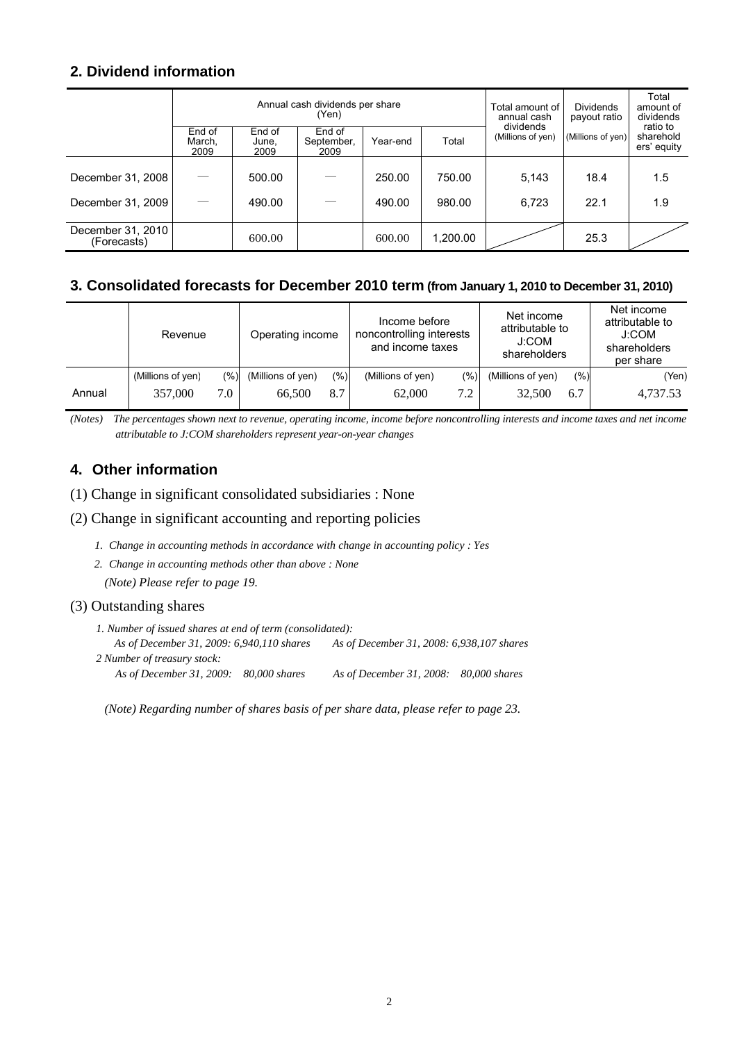## 2. Dividend information

| | Annual cash dividends per share (Yen) | | | | | Total amount of annual cash dividends | Dividends payout ratio | Total amount of dividends ratio to shareholders' equity |
|---|---|---|---|---|---|---|---|---|
| | End of March, 2009 | End of June, 2009 | End of September, 2009 | Year-end | Total | (Millions of yen) | (Millions of yen) | |
| December 31, 2008 | — | 500.00 | — | 250.00 | 750.00 | 5,143 | 18.4 | 1.5 |
| December 31, 2009 | — | 490.00 | — | 490.00 | 980.00 | 6,723 | 22.1 | 1.9 |
| December 31, 2010 (Forecasts) | | 600.00 | | 600.00 | 1,200.00 | | 25.3 | |

## 3. Consolidated forecasts for December 2010 term (from January 1, 2010 to December 31, 2010)

| | Revenue | | Operating income | | Income before noncontrolling interests and income taxes | | Net income attributable to J:COM shareholders | | Net income attributable to J:COM shareholders per share |
|---|---|---|---|---|---|---|---|---|---|
| | (Millions of yen) | (%) | (Millions of yen) | (%) | (Millions of yen) | (%) | (Millions of yen) | (%) | (Yen) |
| Annual | 357,000 | 7.0 | 66,500 | 8.7 | 62,000 | 7.2 | 32,500 | 6.7 | 4,737.53 |

*(Notes) The percentages shown next to revenue, operating income, income before noncontrolling interests and income taxes and net income attributable to J:COM shareholders represent year-on-year changes*

## 4. Other information

(1) Change in significant consolidated subsidiaries : None

(2) Change in significant accounting and reporting policies

*1. Change in accounting methods in accordance with change in accounting policy : Yes*

*2. Change in accounting methods other than above : None*

*(Note) Please refer to page 19.*

(3) Outstanding shares

*1. Number of issued shares at end of term (consolidated):*

*As of December 31, 2009: 6,940,110 shares As of December 31, 2008: 6,938,107 shares*

*2 Number of treasury stock:*

*As of December 31, 2009: 80,000 shares As of December 31, 2008: 80,000 shares*

*(Note) Regarding number of shares basis of per share data, please refer to page 23.*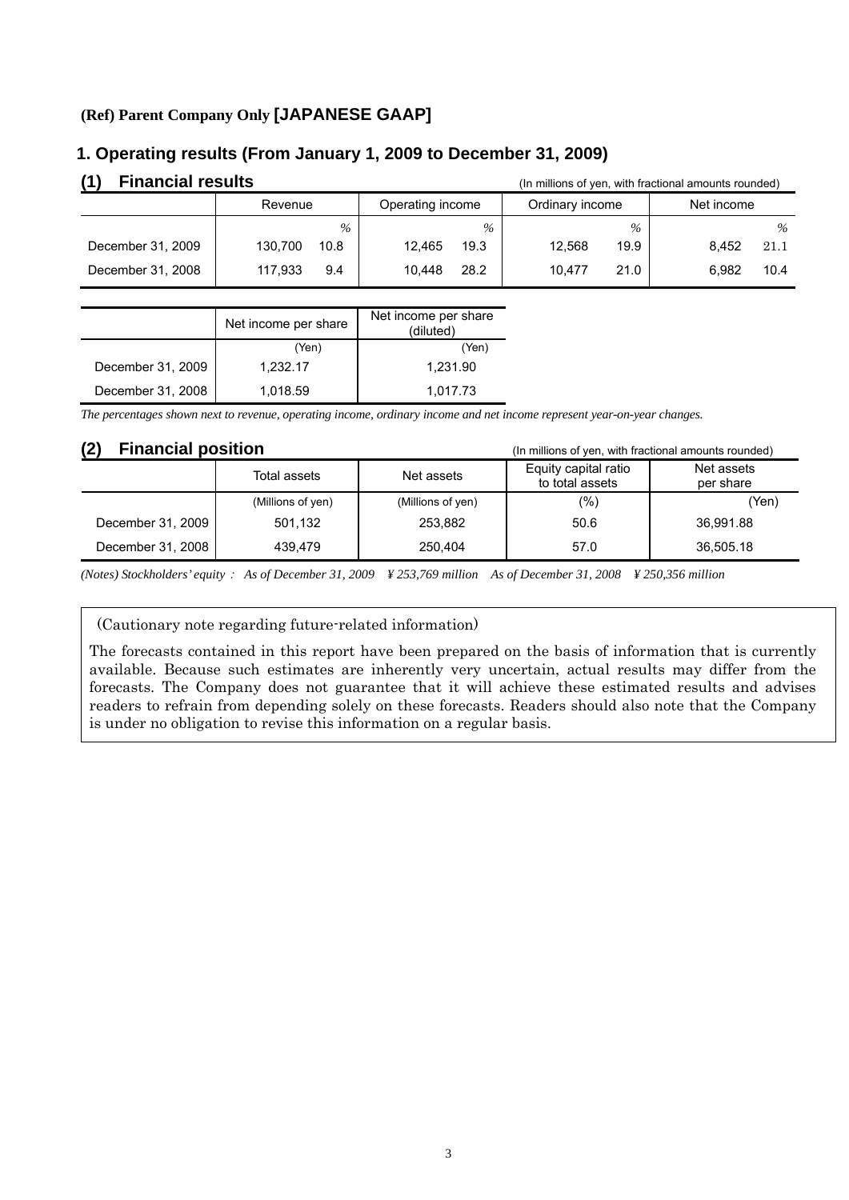**(Ref) Parent Company Only [JAPANESE GAAP]**

## 1. Operating results (From January 1, 2009 to December 31, 2009)

### (1) Financial results

(In millions of yen, with fractional amounts rounded)

| | Revenue | | Operating income | | Ordinary income | | Net income | |
|---|---|---|---|---|---|---|---|---|
| | | % | | % | | % | | % |
| December 31, 2009 | 130,700 | 10.8 | 12,465 | 19.3 | 12,568 | 19.9 | 8,452 | 21.1 |
| December 31, 2008 | 117,933 | 9.4 | 10,448 | 28.2 | 10,477 | 21.0 | 6,982 | 10.4 |

| | Net income per share | Net income per share (diluted) |
|---|---|---|
| | (Yen) | (Yen) |
| December 31, 2009 | 1,232.17 | 1,231.90 |
| December 31, 2008 | 1,018.59 | 1,017.73 |

*The percentages shown next to revenue, operating income, ordinary income and net income represent year-on-year changes.*

### (2) Financial position

(In millions of yen, with fractional amounts rounded)

| | Total assets | Net assets | Equity capital ratio to total assets | Net assets per share |
|---|---|---|---|---|
| | (Millions of yen) | (Millions of yen) | (%) | (Yen) |
| December 31, 2009 | 501,132 | 253,882 | 50.6 | 36,991.88 |
| December 31, 2008 | 439,479 | 250,404 | 57.0 | 36,505.18 |

*(Notes) Stockholders' equity： As of December 31, 2009 ¥ 253,769 million As of December 31, 2008 ¥ 250,356 million*

(Cautionary note regarding future-related information)

The forecasts contained in this report have been prepared on the basis of information that is currently available. Because such estimates are inherently very uncertain, actual results may differ from the forecasts. The Company does not guarantee that it will achieve these estimated results and advises readers to refrain from depending solely on these forecasts. Readers should also note that the Company is under no obligation to revise this information on a regular basis.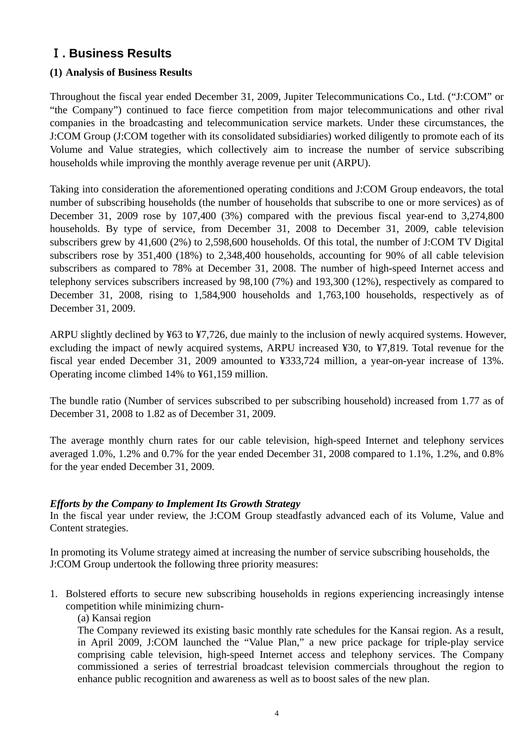# Ⅰ. Business Results

### (1) Analysis of Business Results

Throughout the fiscal year ended December 31, 2009, Jupiter Telecommunications Co., Ltd. ("J:COM" or "the Company") continued to face fierce competition from major telecommunications and other rival companies in the broadcasting and telecommunication service markets. Under these circumstances, the J:COM Group (J:COM together with its consolidated subsidiaries) worked diligently to promote each of its Volume and Value strategies, which collectively aim to increase the number of service subscribing households while improving the monthly average revenue per unit (ARPU).

Taking into consideration the aforementioned operating conditions and J:COM Group endeavors, the total number of subscribing households (the number of households that subscribe to one or more services) as of December 31, 2009 rose by 107,400 (3%) compared with the previous fiscal year-end to 3,274,800 households. By type of service, from December 31, 2008 to December 31, 2009, cable television subscribers grew by 41,600 (2%) to 2,598,600 households. Of this total, the number of J:COM TV Digital subscribers rose by 351,400 (18%) to 2,348,400 households, accounting for 90% of all cable television subscribers as compared to 78% at December 31, 2008. The number of high-speed Internet access and telephony services subscribers increased by 98,100 (7%) and 193,300 (12%), respectively as compared to December 31, 2008, rising to 1,584,900 households and 1,763,100 households, respectively as of December 31, 2009.

ARPU slightly declined by ¥63 to ¥7,726, due mainly to the inclusion of newly acquired systems. However, excluding the impact of newly acquired systems, ARPU increased ¥30, to ¥7,819. Total revenue for the fiscal year ended December 31, 2009 amounted to ¥333,724 million, a year-on-year increase of 13%. Operating income climbed 14% to ¥61,159 million.

The bundle ratio (Number of services subscribed to per subscribing household) increased from 1.77 as of December 31, 2008 to 1.82 as of December 31, 2009.

The average monthly churn rates for our cable television, high-speed Internet and telephony services averaged 1.0%, 1.2% and 0.7% for the year ended December 31, 2008 compared to 1.1%, 1.2%, and 0.8% for the year ended December 31, 2009.

***Efforts by the Company to Implement Its Growth Strategy***

In the fiscal year under review, the J:COM Group steadfastly advanced each of its Volume, Value and Content strategies.

In promoting its Volume strategy aimed at increasing the number of service subscribing households, the J:COM Group undertook the following three priority measures:

1. Bolstered efforts to secure new subscribing households in regions experiencing increasingly intense competition while minimizing churn-

   (a) Kansai region

   The Company reviewed its existing basic monthly rate schedules for the Kansai region. As a result, in April 2009, J:COM launched the "Value Plan," a new price package for triple-play service comprising cable television, high-speed Internet access and telephony services. The Company commissioned a series of terrestrial broadcast television commercials throughout the region to enhance public recognition and awareness as well as to boost sales of the new plan.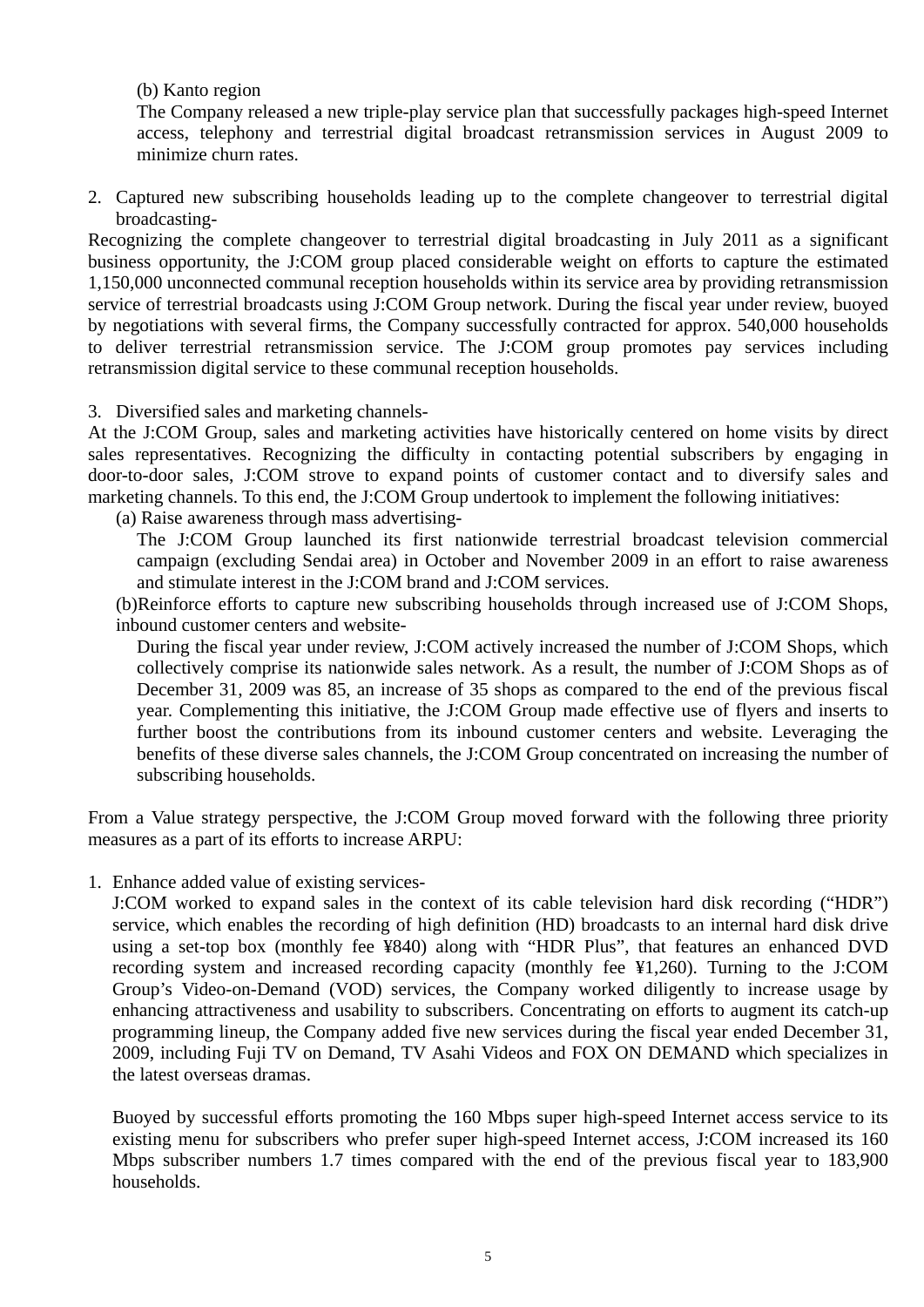(b) Kanto region

The Company released a new triple-play service plan that successfully packages high-speed Internet access, telephony and terrestrial digital broadcast retransmission services in August 2009 to minimize churn rates.

2. Captured new subscribing households leading up to the complete changeover to terrestrial digital broadcasting-

Recognizing the complete changeover to terrestrial digital broadcasting in July 2011 as a significant business opportunity, the J:COM group placed considerable weight on efforts to capture the estimated 1,150,000 unconnected communal reception households within its service area by providing retransmission service of terrestrial broadcasts using J:COM Group network. During the fiscal year under review, buoyed by negotiations with several firms, the Company successfully contracted for approx. 540,000 households to deliver terrestrial retransmission service. The J:COM group promotes pay services including retransmission digital service to these communal reception households.

3. Diversified sales and marketing channels-

At the J:COM Group, sales and marketing activities have historically centered on home visits by direct sales representatives. Recognizing the difficulty in contacting potential subscribers by engaging in door-to-door sales, J:COM strove to expand points of customer contact and to diversify sales and marketing channels. To this end, the J:COM Group undertook to implement the following initiatives:

(a) Raise awareness through mass advertising-

The J:COM Group launched its first nationwide terrestrial broadcast television commercial campaign (excluding Sendai area) in October and November 2009 in an effort to raise awareness and stimulate interest in the J:COM brand and J:COM services.

(b)Reinforce efforts to capture new subscribing households through increased use of J:COM Shops, inbound customer centers and website-

During the fiscal year under review, J:COM actively increased the number of J:COM Shops, which collectively comprise its nationwide sales network. As a result, the number of J:COM Shops as of December 31, 2009 was 85, an increase of 35 shops as compared to the end of the previous fiscal year. Complementing this initiative, the J:COM Group made effective use of flyers and inserts to further boost the contributions from its inbound customer centers and website. Leveraging the benefits of these diverse sales channels, the J:COM Group concentrated on increasing the number of subscribing households.

From a Value strategy perspective, the J:COM Group moved forward with the following three priority measures as a part of its efforts to increase ARPU:

1. Enhance added value of existing services-

J:COM worked to expand sales in the context of its cable television hard disk recording ("HDR") service, which enables the recording of high definition (HD) broadcasts to an internal hard disk drive using a set-top box (monthly fee ¥840) along with "HDR Plus", that features an enhanced DVD recording system and increased recording capacity (monthly fee ¥1,260). Turning to the J:COM Group's Video-on-Demand (VOD) services, the Company worked diligently to increase usage by enhancing attractiveness and usability to subscribers. Concentrating on efforts to augment its catch-up programming lineup, the Company added five new services during the fiscal year ended December 31, 2009, including Fuji TV on Demand, TV Asahi Videos and FOX ON DEMAND which specializes in the latest overseas dramas.

Buoyed by successful efforts promoting the 160 Mbps super high-speed Internet access service to its existing menu for subscribers who prefer super high-speed Internet access, J:COM increased its 160 Mbps subscriber numbers 1.7 times compared with the end of the previous fiscal year to 183,900 households.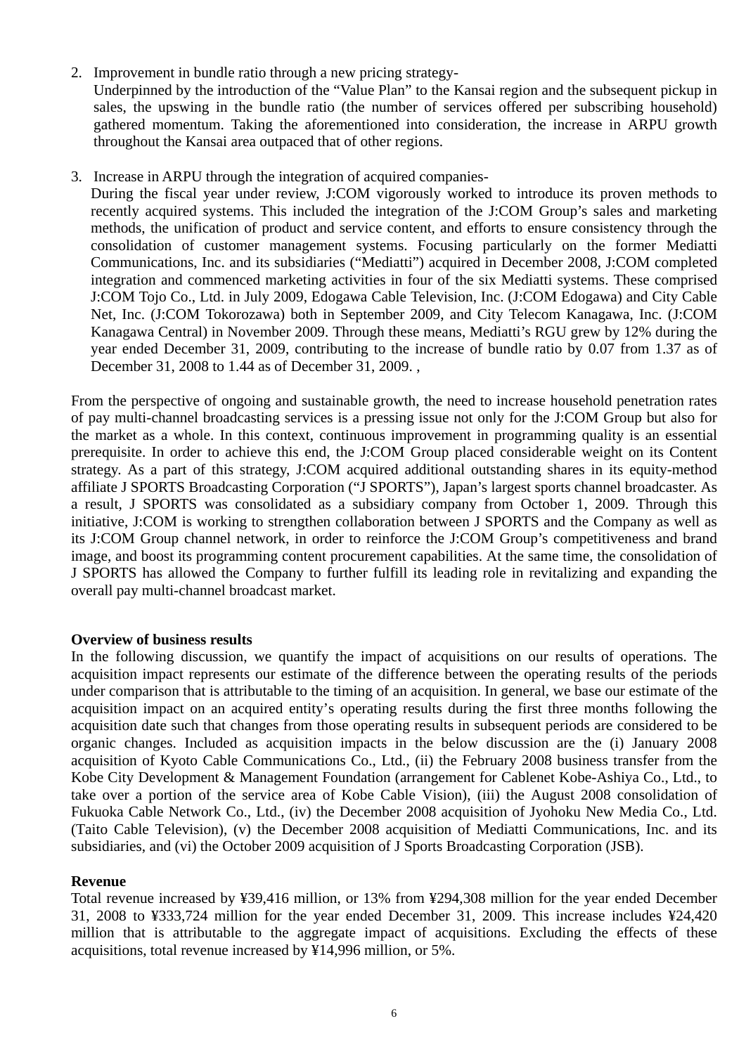2. Improvement in bundle ratio through a new pricing strategy-

   Underpinned by the introduction of the "Value Plan" to the Kansai region and the subsequent pickup in sales, the upswing in the bundle ratio (the number of services offered per subscribing household) gathered momentum. Taking the aforementioned into consideration, the increase in ARPU growth throughout the Kansai area outpaced that of other regions.

3. Increase in ARPU through the integration of acquired companies-

   During the fiscal year under review, J:COM vigorously worked to introduce its proven methods to recently acquired systems. This included the integration of the J:COM Group's sales and marketing methods, the unification of product and service content, and efforts to ensure consistency through the consolidation of customer management systems. Focusing particularly on the former Mediatti Communications, Inc. and its subsidiaries ("Mediatti") acquired in December 2008, J:COM completed integration and commenced marketing activities in four of the six Mediatti systems. These comprised J:COM Tojo Co., Ltd. in July 2009, Edogawa Cable Television, Inc. (J:COM Edogawa) and City Cable Net, Inc. (J:COM Tokorozawa) both in September 2009, and City Telecom Kanagawa, Inc. (J:COM Kanagawa Central) in November 2009. Through these means, Mediatti's RGU grew by 12% during the year ended December 31, 2009, contributing to the increase of bundle ratio by 0.07 from 1.37 as of December 31, 2008 to 1.44 as of December 31, 2009. ,

From the perspective of ongoing and sustainable growth, the need to increase household penetration rates of pay multi-channel broadcasting services is a pressing issue not only for the J:COM Group but also for the market as a whole. In this context, continuous improvement in programming quality is an essential prerequisite. In order to achieve this end, the J:COM Group placed considerable weight on its Content strategy. As a part of this strategy, J:COM acquired additional outstanding shares in its equity-method affiliate J SPORTS Broadcasting Corporation ("J SPORTS"), Japan's largest sports channel broadcaster. As a result, J SPORTS was consolidated as a subsidiary company from October 1, 2009. Through this initiative, J:COM is working to strengthen collaboration between J SPORTS and the Company as well as its J:COM Group channel network, in order to reinforce the J:COM Group's competitiveness and brand image, and boost its programming content procurement capabilities. At the same time, the consolidation of J SPORTS has allowed the Company to further fulfill its leading role in revitalizing and expanding the overall pay multi-channel broadcast market.

**Overview of business results**

In the following discussion, we quantify the impact of acquisitions on our results of operations. The acquisition impact represents our estimate of the difference between the operating results of the periods under comparison that is attributable to the timing of an acquisition. In general, we base our estimate of the acquisition impact on an acquired entity's operating results during the first three months following the acquisition date such that changes from those operating results in subsequent periods are considered to be organic changes. Included as acquisition impacts in the below discussion are the (i) January 2008 acquisition of Kyoto Cable Communications Co., Ltd., (ii) the February 2008 business transfer from the Kobe City Development & Management Foundation (arrangement for Cablenet Kobe-Ashiya Co., Ltd., to take over a portion of the service area of Kobe Cable Vision), (iii) the August 2008 consolidation of Fukuoka Cable Network Co., Ltd., (iv) the December 2008 acquisition of Jyohoku New Media Co., Ltd. (Taito Cable Television), (v) the December 2008 acquisition of Mediatti Communications, Inc. and its subsidiaries, and (vi) the October 2009 acquisition of J Sports Broadcasting Corporation (JSB).

**Revenue**

Total revenue increased by ¥39,416 million, or 13% from ¥294,308 million for the year ended December 31, 2008 to ¥333,724 million for the year ended December 31, 2009. This increase includes ¥24,420 million that is attributable to the aggregate impact of acquisitions. Excluding the effects of these acquisitions, total revenue increased by ¥14,996 million, or 5%.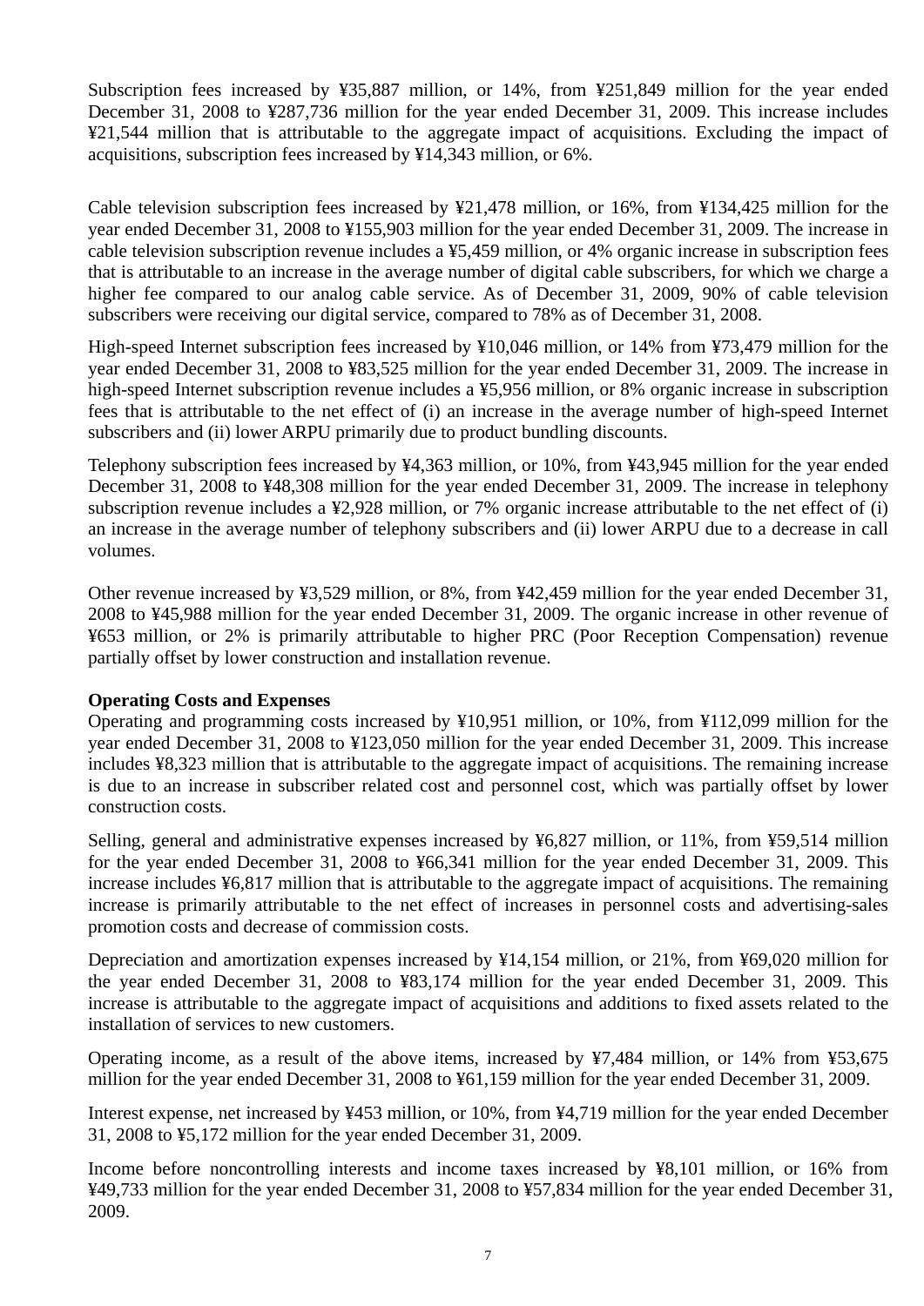Subscription fees increased by ¥35,887 million, or 14%, from ¥251,849 million for the year ended December 31, 2008 to ¥287,736 million for the year ended December 31, 2009. This increase includes ¥21,544 million that is attributable to the aggregate impact of acquisitions. Excluding the impact of acquisitions, subscription fees increased by ¥14,343 million, or 6%.

Cable television subscription fees increased by ¥21,478 million, or 16%, from ¥134,425 million for the year ended December 31, 2008 to ¥155,903 million for the year ended December 31, 2009. The increase in cable television subscription revenue includes a ¥5,459 million, or 4% organic increase in subscription fees that is attributable to an increase in the average number of digital cable subscribers, for which we charge a higher fee compared to our analog cable service. As of December 31, 2009, 90% of cable television subscribers were receiving our digital service, compared to 78% as of December 31, 2008.

High-speed Internet subscription fees increased by ¥10,046 million, or 14% from ¥73,479 million for the year ended December 31, 2008 to ¥83,525 million for the year ended December 31, 2009. The increase in high-speed Internet subscription revenue includes a ¥5,956 million, or 8% organic increase in subscription fees that is attributable to the net effect of (i) an increase in the average number of high-speed Internet subscribers and (ii) lower ARPU primarily due to product bundling discounts.

Telephony subscription fees increased by ¥4,363 million, or 10%, from ¥43,945 million for the year ended December 31, 2008 to ¥48,308 million for the year ended December 31, 2009. The increase in telephony subscription revenue includes a ¥2,928 million, or 7% organic increase attributable to the net effect of (i) an increase in the average number of telephony subscribers and (ii) lower ARPU due to a decrease in call volumes.

Other revenue increased by ¥3,529 million, or 8%, from ¥42,459 million for the year ended December 31, 2008 to ¥45,988 million for the year ended December 31, 2009. The organic increase in other revenue of ¥653 million, or 2% is primarily attributable to higher PRC (Poor Reception Compensation) revenue partially offset by lower construction and installation revenue.

**Operating Costs and Expenses**

Operating and programming costs increased by ¥10,951 million, or 10%, from ¥112,099 million for the year ended December 31, 2008 to ¥123,050 million for the year ended December 31, 2009. This increase includes ¥8,323 million that is attributable to the aggregate impact of acquisitions. The remaining increase is due to an increase in subscriber related cost and personnel cost, which was partially offset by lower construction costs.

Selling, general and administrative expenses increased by ¥6,827 million, or 11%, from ¥59,514 million for the year ended December 31, 2008 to ¥66,341 million for the year ended December 31, 2009. This increase includes ¥6,817 million that is attributable to the aggregate impact of acquisitions. The remaining increase is primarily attributable to the net effect of increases in personnel costs and advertising-sales promotion costs and decrease of commission costs.

Depreciation and amortization expenses increased by ¥14,154 million, or 21%, from ¥69,020 million for the year ended December 31, 2008 to ¥83,174 million for the year ended December 31, 2009. This increase is attributable to the aggregate impact of acquisitions and additions to fixed assets related to the installation of services to new customers.

Operating income, as a result of the above items, increased by ¥7,484 million, or 14% from ¥53,675 million for the year ended December 31, 2008 to ¥61,159 million for the year ended December 31, 2009.

Interest expense, net increased by ¥453 million, or 10%, from ¥4,719 million for the year ended December 31, 2008 to ¥5,172 million for the year ended December 31, 2009.

Income before noncontrolling interests and income taxes increased by ¥8,101 million, or 16% from ¥49,733 million for the year ended December 31, 2008 to ¥57,834 million for the year ended December 31, 2009.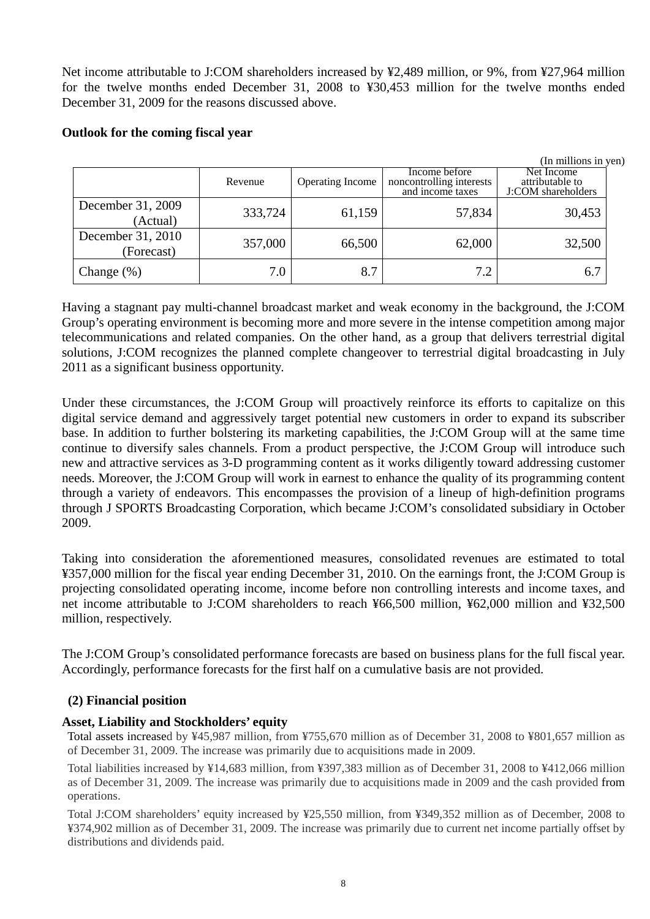Net income attributable to J:COM shareholders increased by ¥2,489 million, or 9%, from ¥27,964 million for the twelve months ended December 31, 2008 to ¥30,453 million for the twelve months ended December 31, 2009 for the reasons discussed above.

**Outlook for the coming fiscal year**

(In millions in yen)

| | Revenue | Operating Income | Income before noncontrolling interests and income taxes | Net Income attributable to J:COM shareholders |
|---|---|---|---|---|
| December 31, 2009 (Actual) | 333,724 | 61,159 | 57,834 | 30,453 |
| December 31, 2010 (Forecast) | 357,000 | 66,500 | 62,000 | 32,500 |
| Change (%) | 7.0 | 8.7 | 7.2 | 6.7 |

Having a stagnant pay multi-channel broadcast market and weak economy in the background, the J:COM Group's operating environment is becoming more and more severe in the intense competition among major telecommunications and related companies. On the other hand, as a group that delivers terrestrial digital solutions, J:COM recognizes the planned complete changeover to terrestrial digital broadcasting in July 2011 as a significant business opportunity.

Under these circumstances, the J:COM Group will proactively reinforce its efforts to capitalize on this digital service demand and aggressively target potential new customers in order to expand its subscriber base. In addition to further bolstering its marketing capabilities, the J:COM Group will at the same time continue to diversify sales channels. From a product perspective, the J:COM Group will introduce such new and attractive services as 3-D programming content as it works diligently toward addressing customer needs. Moreover, the J:COM Group will work in earnest to enhance the quality of its programming content through a variety of endeavors. This encompasses the provision of a lineup of high-definition programs through J SPORTS Broadcasting Corporation, which became J:COM's consolidated subsidiary in October 2009.

Taking into consideration the aforementioned measures, consolidated revenues are estimated to total ¥357,000 million for the fiscal year ending December 31, 2010. On the earnings front, the J:COM Group is projecting consolidated operating income, income before non controlling interests and income taxes, and net income attributable to J:COM shareholders to reach ¥66,500 million, ¥62,000 million and ¥32,500 million, respectively.

The J:COM Group's consolidated performance forecasts are based on business plans for the full fiscal year. Accordingly, performance forecasts for the first half on a cumulative basis are not provided.

**(2) Financial position**

**Asset, Liability and Stockholders' equity**

Total assets increased by ¥45,987 million, from ¥755,670 million as of December 31, 2008 to ¥801,657 million as of December 31, 2009. The increase was primarily due to acquisitions made in 2009.

Total liabilities increased by ¥14,683 million, from ¥397,383 million as of December 31, 2008 to ¥412,066 million as of December 31, 2009. The increase was primarily due to acquisitions made in 2009 and the cash provided from operations.

Total J:COM shareholders' equity increased by ¥25,550 million, from ¥349,352 million as of December, 2008 to ¥374,902 million as of December 31, 2009. The increase was primarily due to current net income partially offset by distributions and dividends paid.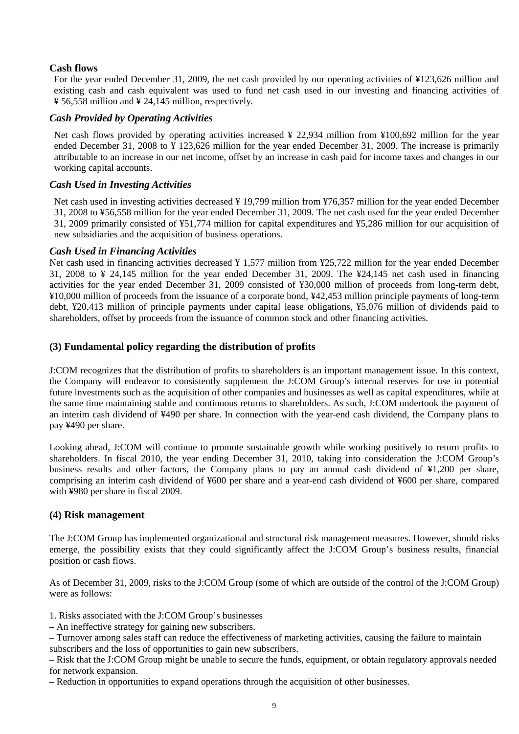### Cash flows

For the year ended December 31, 2009, the net cash provided by our operating activities of ¥123,626 million and existing cash and cash equivalent was used to fund net cash used in our investing and financing activities of ¥ 56,558 million and ¥ 24,145 million, respectively.

### *Cash Provided by Operating Activities*

Net cash flows provided by operating activities increased ¥ 22,934 million from ¥100,692 million for the year ended December 31, 2008 to ¥ 123,626 million for the year ended December 31, 2009. The increase is primarily attributable to an increase in our net income, offset by an increase in cash paid for income taxes and changes in our working capital accounts.

### *Cash Used in Investing Activities*

Net cash used in investing activities decreased ¥ 19,799 million from ¥76,357 million for the year ended December 31, 2008 to ¥56,558 million for the year ended December 31, 2009. The net cash used for the year ended December 31, 2009 primarily consisted of ¥51,774 million for capital expenditures and ¥5,286 million for our acquisition of new subsidiaries and the acquisition of business operations.

### *Cash Used in Financing Activities*

Net cash used in financing activities decreased ¥ 1,577 million from ¥25,722 million for the year ended December 31, 2008 to ¥ 24,145 million for the year ended December 31, 2009. The ¥24,145 net cash used in financing activities for the year ended December 31, 2009 consisted of ¥30,000 million of proceeds from long-term debt, ¥10,000 million of proceeds from the issuance of a corporate bond, ¥42,453 million principle payments of long-term debt, ¥20,413 million of principle payments under capital lease obligations, ¥5,076 million of dividends paid to shareholders, offset by proceeds from the issuance of common stock and other financing activities.

## (3) Fundamental policy regarding the distribution of profits

J:COM recognizes that the distribution of profits to shareholders is an important management issue. In this context, the Company will endeavor to consistently supplement the J:COM Group's internal reserves for use in potential future investments such as the acquisition of other companies and businesses as well as capital expenditures, while at the same time maintaining stable and continuous returns to shareholders. As such, J:COM undertook the payment of an interim cash dividend of ¥490 per share. In connection with the year-end cash dividend, the Company plans to pay ¥490 per share.

Looking ahead, J:COM will continue to promote sustainable growth while working positively to return profits to shareholders. In fiscal 2010, the year ending December 31, 2010, taking into consideration the J:COM Group's business results and other factors, the Company plans to pay an annual cash dividend of ¥1,200 per share, comprising an interim cash dividend of ¥600 per share and a year-end cash dividend of ¥600 per share, compared with ¥980 per share in fiscal 2009.

## (4) Risk management

The J:COM Group has implemented organizational and structural risk management measures. However, should risks emerge, the possibility exists that they could significantly affect the J:COM Group's business results, financial position or cash flows.

As of December 31, 2009, risks to the J:COM Group (some of which are outside of the control of the J:COM Group) were as follows:

1. Risks associated with the J:COM Group's businesses

– An ineffective strategy for gaining new subscribers.

– Turnover among sales staff can reduce the effectiveness of marketing activities, causing the failure to maintain subscribers and the loss of opportunities to gain new subscribers.

– Risk that the J:COM Group might be unable to secure the funds, equipment, or obtain regulatory approvals needed for network expansion.

– Reduction in opportunities to expand operations through the acquisition of other businesses.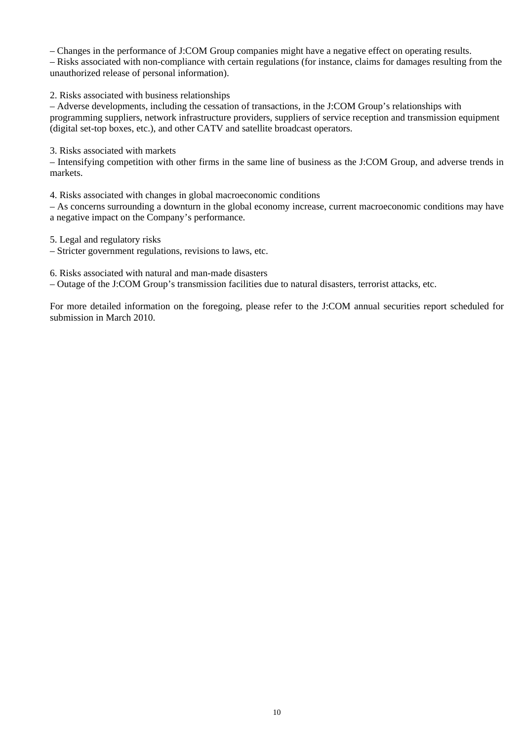– Changes in the performance of J:COM Group companies might have a negative effect on operating results.
– Risks associated with non-compliance with certain regulations (for instance, claims for damages resulting from the unauthorized release of personal information).

2. Risks associated with business relationships
– Adverse developments, including the cessation of transactions, in the J:COM Group's relationships with programming suppliers, network infrastructure providers, suppliers of service reception and transmission equipment (digital set-top boxes, etc.), and other CATV and satellite broadcast operators.

3. Risks associated with markets
– Intensifying competition with other firms in the same line of business as the J:COM Group, and adverse trends in markets.

4. Risks associated with changes in global macroeconomic conditions
– As concerns surrounding a downturn in the global economy increase, current macroeconomic conditions may have a negative impact on the Company's performance.

5. Legal and regulatory risks
– Stricter government regulations, revisions to laws, etc.

6. Risks associated with natural and man-made disasters
– Outage of the J:COM Group's transmission facilities due to natural disasters, terrorist attacks, etc.

For more detailed information on the foregoing, please refer to the J:COM annual securities report scheduled for submission in March 2010.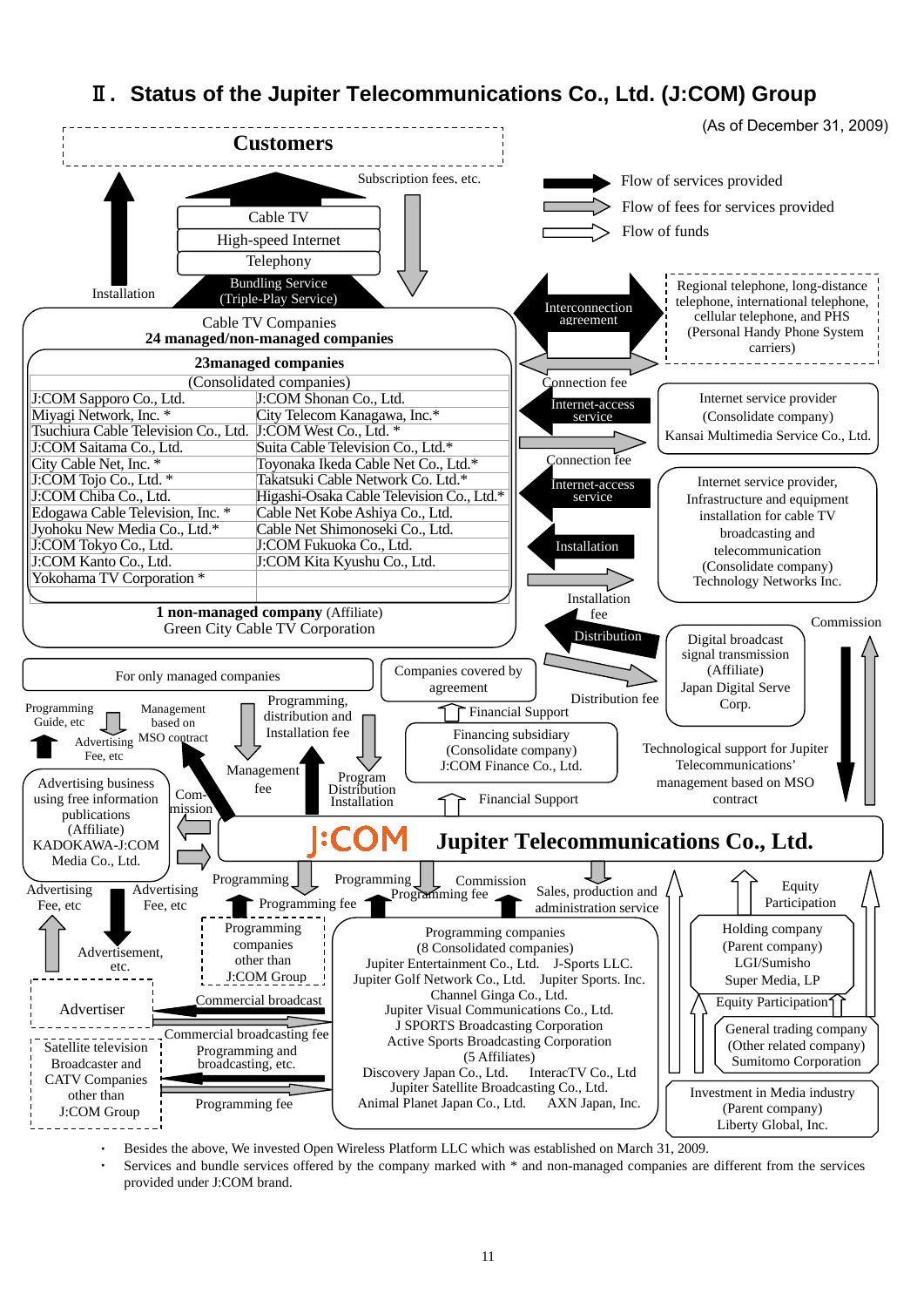# Ⅱ. Status of the Jupiter Telecommunications Co., Ltd. (J:COM) Group

(As of December 31, 2009)

**Customers**

Subscription fees, etc.

- Cable TV
- High-speed Internet
- Telephony
- Bundling Service (Triple-Play Service)

Installation

Legend:
- Flow of services provided
- Flow of fees for services provided
- Flow of funds

**Cable TV Companies**
**24 managed/non-managed companies**

**23managed companies**
(Consolidated companies)

| | |
|---|---|
| J:COM Sapporo Co., Ltd. | J:COM Shonan Co., Ltd. |
| Miyagi Network, Inc. * | City Telecom Kanagawa, Inc.* |
| Tsuchiura Cable Television Co., Ltd. | J:COM West Co., Ltd. * |
| J:COM Saitama Co., Ltd. | Suita Cable Television Co., Ltd.* |
| City Cable Net, Inc. * | Toyonaka Ikeda Cable Net Co., Ltd.* |
| J:COM Tojo Co., Ltd. * | Takatsuki Cable Network Co. Ltd.* |
| J:COM Chiba Co., Ltd. | Higashi-Osaka Cable Television Co., Ltd.* |
| Edogawa Cable Television, Inc. * | Cable Net Kobe Ashiya Co., Ltd. |
| Jyohoku New Media Co., Ltd.* | Cable Net Shimonoseki Co., Ltd. |
| J:COM Tokyo Co., Ltd. | J:COM Fukuoka Co., Ltd. |
| J:COM Kanto Co., Ltd. | J:COM Kita Kyushu Co., Ltd. |
| Yokohama TV Corporation * | |

**1 non-managed company** (Affiliate)
Green City Cable TV Corporation

Interconnection agreement

Regional telephone, long-distance telephone, international telephone, cellular telephone, and PHS (Personal Handy Phone System carriers)

Connection fee

Internet-access service

Internet service provider
(Consolidate company)
Kansai Multimedia Service Co., Ltd.

Connection fee

Internet-access service

Installation

Internet service provider, Infrastructure and equipment installation for cable TV broadcasting and telecommunication
(Consolidate company)
Technology Networks Inc.

Installation fee

Distribution

Commission

Digital broadcast signal transmission
(Affiliate)
Japan Digital Serve Corp.

For only managed companies

Companies covered by agreement

Distribution fee

Programming Guide, etc

Management based on MSO contract

Advertising Fee, etc

Programming, distribution and Installation fee

Financial Support

Financing subsidiary
(Consolidate company)
J:COM Finance Co., Ltd.

Technological support for Jupiter Telecommunications' management based on MSO contract

Management fee

Program Distribution Installation

Financial Support

Advertising business using free information publications
(Affiliate)
KADOKAWA-J:COM Media Co., Ltd.

Com-mission

**J:COM Jupiter Telecommunications Co., Ltd.**

Programming | Programming fee | Programming | Programming fee | Commission | Sales, production and administration service

Equity Participation

Advertising Fee, etc

Advertising Fee, etc

Advertisement, etc.

Programming companies other than J:COM Group

Programming companies
(8 Consolidated companies)
Jupiter Entertainment Co., Ltd. J-Sports LLC.
Jupiter Golf Network Co., Ltd. Jupiter Sports. Inc.
Channel Ginga Co., Ltd.
Jupiter Visual Communications Co., Ltd.
J SPORTS Broadcasting Corporation
Active Sports Broadcasting Corporation
(5 Affiliates)
Discovery Japan Co., Ltd. InteracTV Co., Ltd
Jupiter Satellite Broadcasting Co., Ltd.
Animal Planet Japan Co., Ltd. AXN Japan, Inc.

Holding company
(Parent company)
LGI/Sumisho
Super Media, LP

Equity Participation

General trading company
(Other related company)
Sumitomo Corporation

Advertiser

Commercial broadcast

Commercial broadcasting fee

Satellite television Broadcaster and CATV Companies other than J:COM Group

Programming and broadcasting, etc.

Programming fee

Investment in Media industry
(Parent company)
Liberty Global, Inc.

- Besides the above, We invested Open Wireless Platform LLC which was established on March 31, 2009.
- Services and bundle services offered by the company marked with * and non-managed companies are different from the services provided under J:COM brand.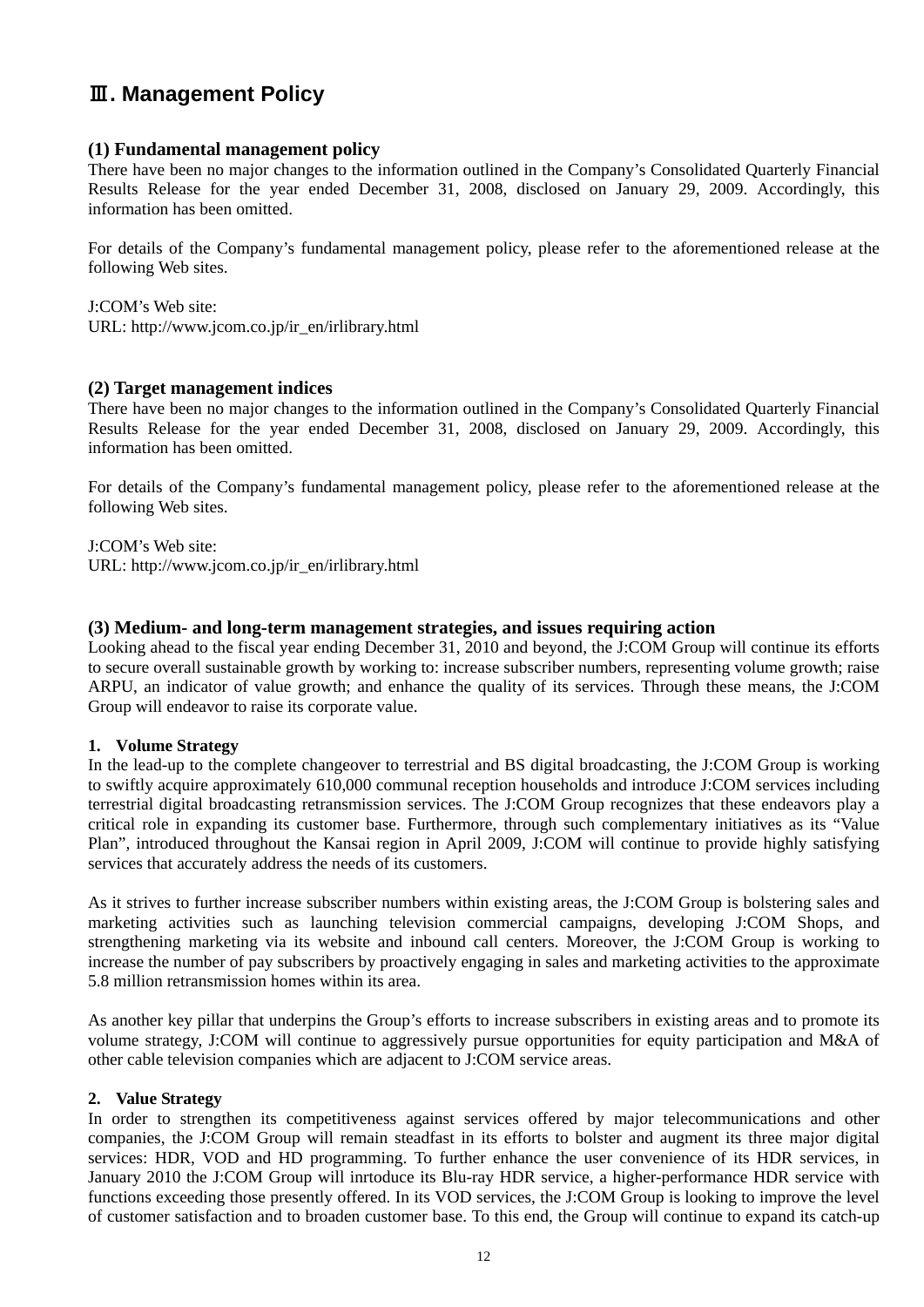# Ⅲ. Management Policy

### (1) Fundamental management policy

There have been no major changes to the information outlined in the Company's Consolidated Quarterly Financial Results Release for the year ended December 31, 2008, disclosed on January 29, 2009. Accordingly, this information has been omitted.

For details of the Company's fundamental management policy, please refer to the aforementioned release at the following Web sites.

J:COM's Web site:
URL: http://www.jcom.co.jp/ir_en/irlibrary.html

### (2) Target management indices

There have been no major changes to the information outlined in the Company's Consolidated Quarterly Financial Results Release for the year ended December 31, 2008, disclosed on January 29, 2009. Accordingly, this information has been omitted.

For details of the Company's fundamental management policy, please refer to the aforementioned release at the following Web sites.

J:COM's Web site:
URL: http://www.jcom.co.jp/ir_en/irlibrary.html

### (3) Medium- and long-term management strategies, and issues requiring action

Looking ahead to the fiscal year ending December 31, 2010 and beyond, the J:COM Group will continue its efforts to secure overall sustainable growth by working to: increase subscriber numbers, representing volume growth; raise ARPU, an indicator of value growth; and enhance the quality of its services. Through these means, the J:COM Group will endeavor to raise its corporate value.

**1. Volume Strategy**

In the lead-up to the complete changeover to terrestrial and BS digital broadcasting, the J:COM Group is working to swiftly acquire approximately 610,000 communal reception households and introduce J:COM services including terrestrial digital broadcasting retransmission services. The J:COM Group recognizes that these endeavors play a critical role in expanding its customer base. Furthermore, through such complementary initiatives as its "Value Plan", introduced throughout the Kansai region in April 2009, J:COM will continue to provide highly satisfying services that accurately address the needs of its customers.

As it strives to further increase subscriber numbers within existing areas, the J:COM Group is bolstering sales and marketing activities such as launching television commercial campaigns, developing J:COM Shops, and strengthening marketing via its website and inbound call centers. Moreover, the J:COM Group is working to increase the number of pay subscribers by proactively engaging in sales and marketing activities to the approximate 5.8 million retransmission homes within its area.

As another key pillar that underpins the Group's efforts to increase subscribers in existing areas and to promote its volume strategy, J:COM will continue to aggressively pursue opportunities for equity participation and M&A of other cable television companies which are adjacent to J:COM service areas.

**2. Value Strategy**

In order to strengthen its competitiveness against services offered by major telecommunications and other companies, the J:COM Group will remain steadfast in its efforts to bolster and augment its three major digital services: HDR, VOD and HD programming. To further enhance the user convenience of its HDR services, in January 2010 the J:COM Group will inrtoduce its Blu-ray HDR service, a higher-performance HDR service with functions exceeding those presently offered. In its VOD services, the J:COM Group is looking to improve the level of customer satisfaction and to broaden customer base. To this end, the Group will continue to expand its catch-up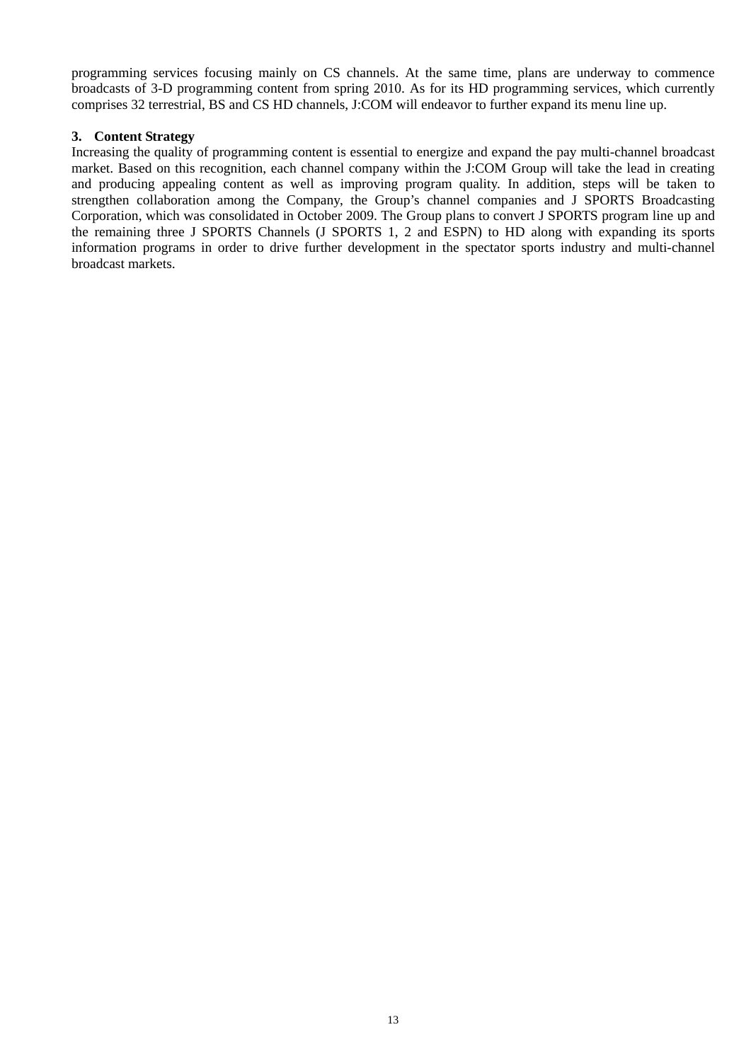programming services focusing mainly on CS channels. At the same time, plans are underway to commence broadcasts of 3-D programming content from spring 2010. As for its HD programming services, which currently comprises 32 terrestrial, BS and CS HD channels, J:COM will endeavor to further expand its menu line up.

**3. Content Strategy**

Increasing the quality of programming content is essential to energize and expand the pay multi-channel broadcast market. Based on this recognition, each channel company within the J:COM Group will take the lead in creating and producing appealing content as well as improving program quality. In addition, steps will be taken to strengthen collaboration among the Company, the Group's channel companies and J SPORTS Broadcasting Corporation, which was consolidated in October 2009. The Group plans to convert J SPORTS program line up and the remaining three J SPORTS Channels (J SPORTS 1, 2 and ESPN) to HD along with expanding its sports information programs in order to drive further development in the spectator sports industry and multi-channel broadcast markets.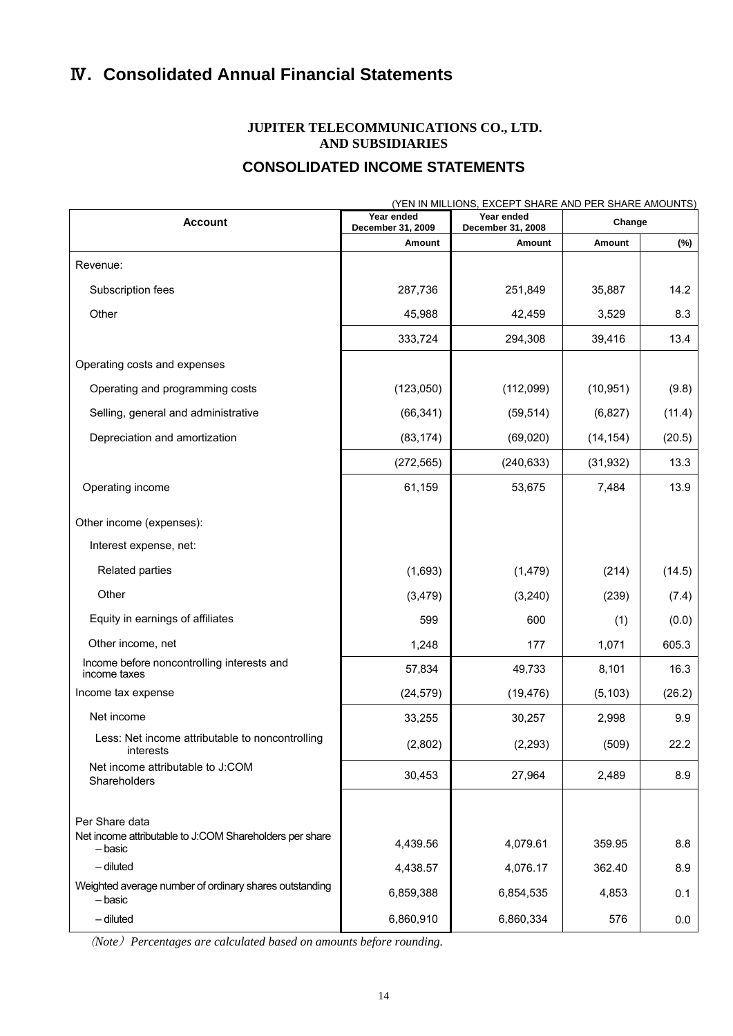# Ⅳ. Consolidated Annual Financial Statements

**JUPITER TELECOMMUNICATIONS CO., LTD.**
**AND SUBSIDIARIES**

## CONSOLIDATED INCOME STATEMENTS

(YEN IN MILLIONS, EXCEPT SHARE AND PER SHARE AMOUNTS)

| Account | Year ended December 31, 2009 | Year ended December 31, 2008 | Change | |
|---|---|---|---|---|
| | Amount | Amount | Amount | (%) |
| Revenue: | | | | |
| Subscription fees | 287,736 | 251,849 | 35,887 | 14.2 |
| Other | 45,988 | 42,459 | 3,529 | 8.3 |
| | 333,724 | 294,308 | 39,416 | 13.4 |
| Operating costs and expenses | | | | |
| Operating and programming costs | (123,050) | (112,099) | (10,951) | (9.8) |
| Selling, general and administrative | (66,341) | (59,514) | (6,827) | (11.4) |
| Depreciation and amortization | (83,174) | (69,020) | (14,154) | (20.5) |
| | (272,565) | (240,633) | (31,932) | 13.3 |
| Operating income | 61,159 | 53,675 | 7,484 | 13.9 |
| Other income (expenses): | | | | |
| Interest expense, net: | | | | |
| Related parties | (1,693) | (1,479) | (214) | (14.5) |
| Other | (3,479) | (3,240) | (239) | (7.4) |
| Equity in earnings of affiliates | 599 | 600 | (1) | (0.0) |
| Other income, net | 1,248 | 177 | 1,071 | 605.3 |
| Income before noncontrolling interests and income taxes | 57,834 | 49,733 | 8,101 | 16.3 |
| Income tax expense | (24,579) | (19,476) | (5,103) | (26.2) |
| Net income | 33,255 | 30,257 | 2,998 | 9.9 |
| Less: Net income attributable to noncontrolling interests | (2,802) | (2,293) | (509) | 22.2 |
| Net income attributable to J:COM Shareholders | 30,453 | 27,964 | 2,489 | 8.9 |
| Per Share data | | | | |
| Net income attributable to J:COM Shareholders per share – basic | 4,439.56 | 4,079.61 | 359.95 | 8.8 |
| – diluted | 4,438.57 | 4,076.17 | 362.40 | 8.9 |
| Weighted average number of ordinary shares outstanding – basic | 6,859,388 | 6,854,535 | 4,853 | 0.1 |
| – diluted | 6,860,910 | 6,860,334 | 576 | 0.0 |

*(Note) Percentages are calculated based on amounts before rounding.*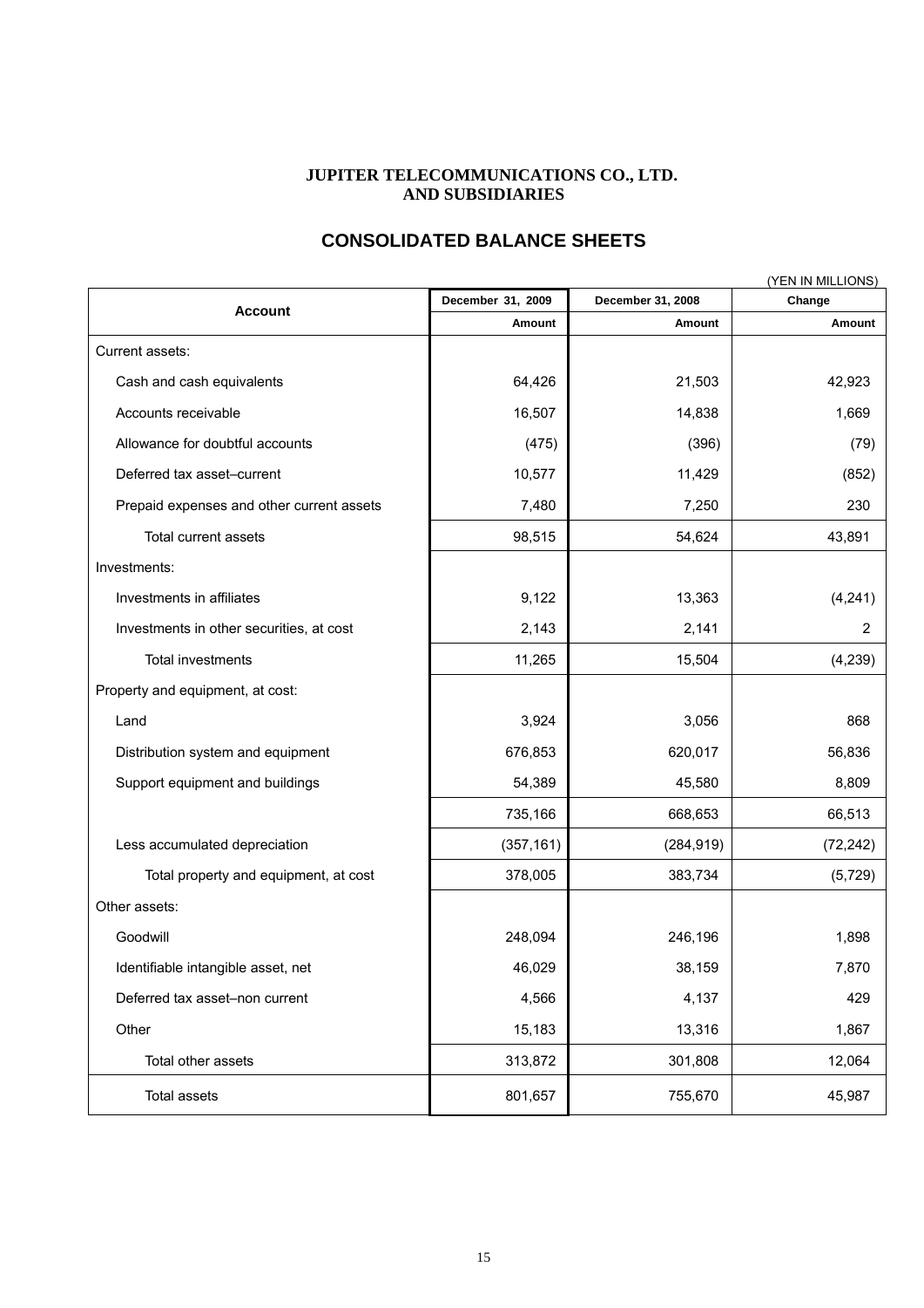**JUPITER TELECOMMUNICATIONS CO., LTD.
AND SUBSIDIARIES**

## CONSOLIDATED BALANCE SHEETS

(YEN IN MILLIONS)

| Account | December 31, 2009 | December 31, 2008 | Change |
|---|---|---|---|
| | Amount | Amount | Amount |
| Current assets: | | | |
| Cash and cash equivalents | 64,426 | 21,503 | 42,923 |
| Accounts receivable | 16,507 | 14,838 | 1,669 |
| Allowance for doubtful accounts | (475) | (396) | (79) |
| Deferred tax asset–current | 10,577 | 11,429 | (852) |
| Prepaid expenses and other current assets | 7,480 | 7,250 | 230 |
| Total current assets | 98,515 | 54,624 | 43,891 |
| Investments: | | | |
| Investments in affiliates | 9,122 | 13,363 | (4,241) |
| Investments in other securities, at cost | 2,143 | 2,141 | 2 |
| Total investments | 11,265 | 15,504 | (4,239) |
| Property and equipment, at cost: | | | |
| Land | 3,924 | 3,056 | 868 |
| Distribution system and equipment | 676,853 | 620,017 | 56,836 |
| Support equipment and buildings | 54,389 | 45,580 | 8,809 |
| | 735,166 | 668,653 | 66,513 |
| Less accumulated depreciation | (357,161) | (284,919) | (72,242) |
| Total property and equipment, at cost | 378,005 | 383,734 | (5,729) |
| Other assets: | | | |
| Goodwill | 248,094 | 246,196 | 1,898 |
| Identifiable intangible asset, net | 46,029 | 38,159 | 7,870 |
| Deferred tax asset–non current | 4,566 | 4,137 | 429 |
| Other | 15,183 | 13,316 | 1,867 |
| Total other assets | 313,872 | 301,808 | 12,064 |
| Total assets | 801,657 | 755,670 | 45,987 |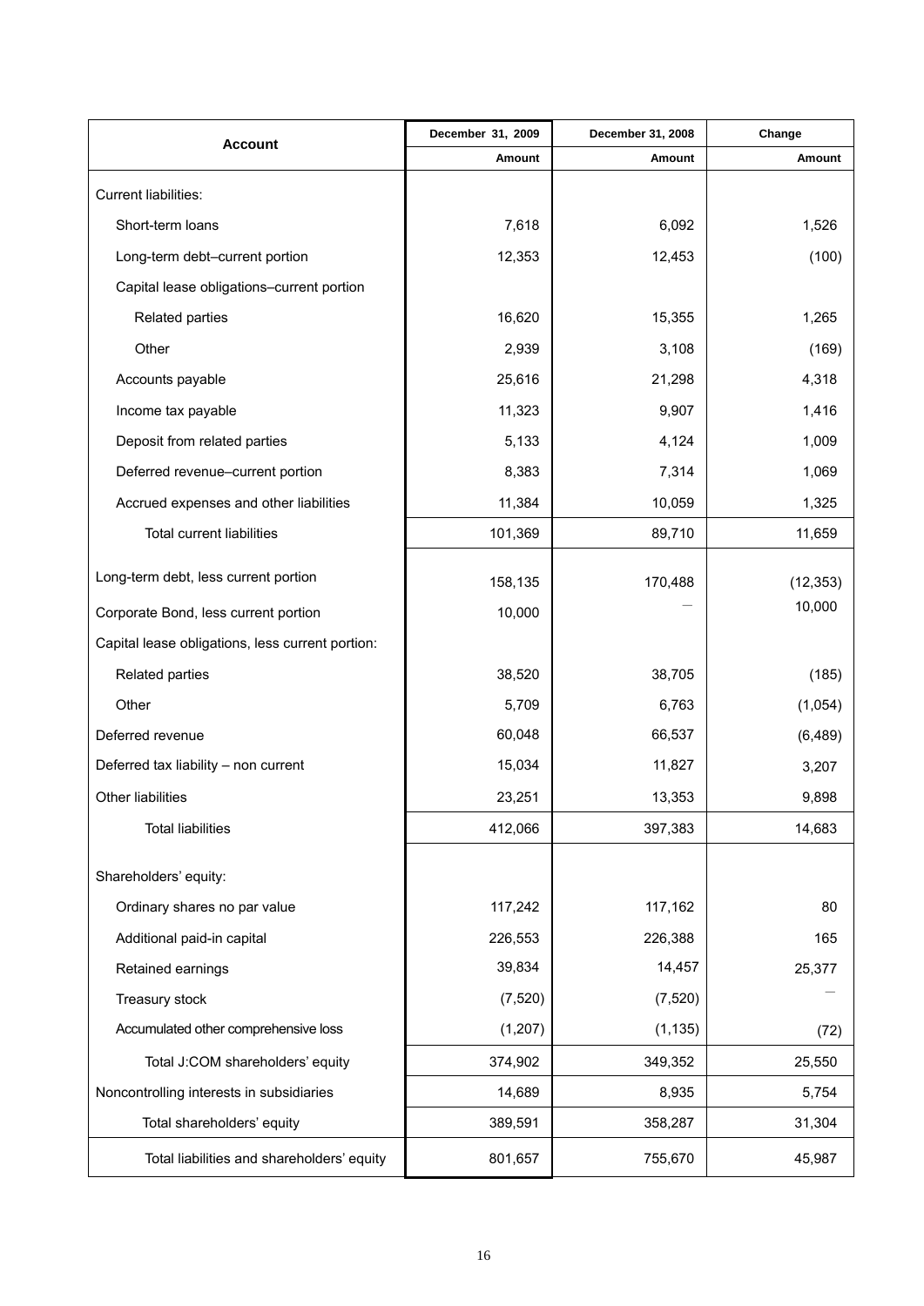| Account | December 31, 2009 | December 31, 2008 | Change |
|---|---|---|---|
| | Amount | Amount | Amount |
| Current liabilities: | | | |
| Short-term loans | 7,618 | 6,092 | 1,526 |
| Long-term debt–current portion | 12,353 | 12,453 | (100) |
| Capital lease obligations–current portion | | | |
| Related parties | 16,620 | 15,355 | 1,265 |
| Other | 2,939 | 3,108 | (169) |
| Accounts payable | 25,616 | 21,298 | 4,318 |
| Income tax payable | 11,323 | 9,907 | 1,416 |
| Deposit from related parties | 5,133 | 4,124 | 1,009 |
| Deferred revenue–current portion | 8,383 | 7,314 | 1,069 |
| Accrued expenses and other liabilities | 11,384 | 10,059 | 1,325 |
| Total current liabilities | 101,369 | 89,710 | 11,659 |
| Long-term debt, less current portion | 158,135 | 170,488 | (12,353) |
| Corporate Bond, less current portion | 10,000 | — | 10,000 |
| Capital lease obligations, less current portion: | | | |
| Related parties | 38,520 | 38,705 | (185) |
| Other | 5,709 | 6,763 | (1,054) |
| Deferred revenue | 60,048 | 66,537 | (6,489) |
| Deferred tax liability – non current | 15,034 | 11,827 | 3,207 |
| Other liabilities | 23,251 | 13,353 | 9,898 |
| Total liabilities | 412,066 | 397,383 | 14,683 |
| Shareholders' equity: | | | |
| Ordinary shares no par value | 117,242 | 117,162 | 80 |
| Additional paid-in capital | 226,553 | 226,388 | 165 |
| Retained earnings | 39,834 | 14,457 | 25,377 |
| Treasury stock | (7,520) | (7,520) | — |
| Accumulated other comprehensive loss | (1,207) | (1,135) | (72) |
| Total J:COM shareholders' equity | 374,902 | 349,352 | 25,550 |
| Noncontrolling interests in subsidiaries | 14,689 | 8,935 | 5,754 |
| Total shareholders' equity | 389,591 | 358,287 | 31,304 |
| Total liabilities and shareholders' equity | 801,657 | 755,670 | 45,987 |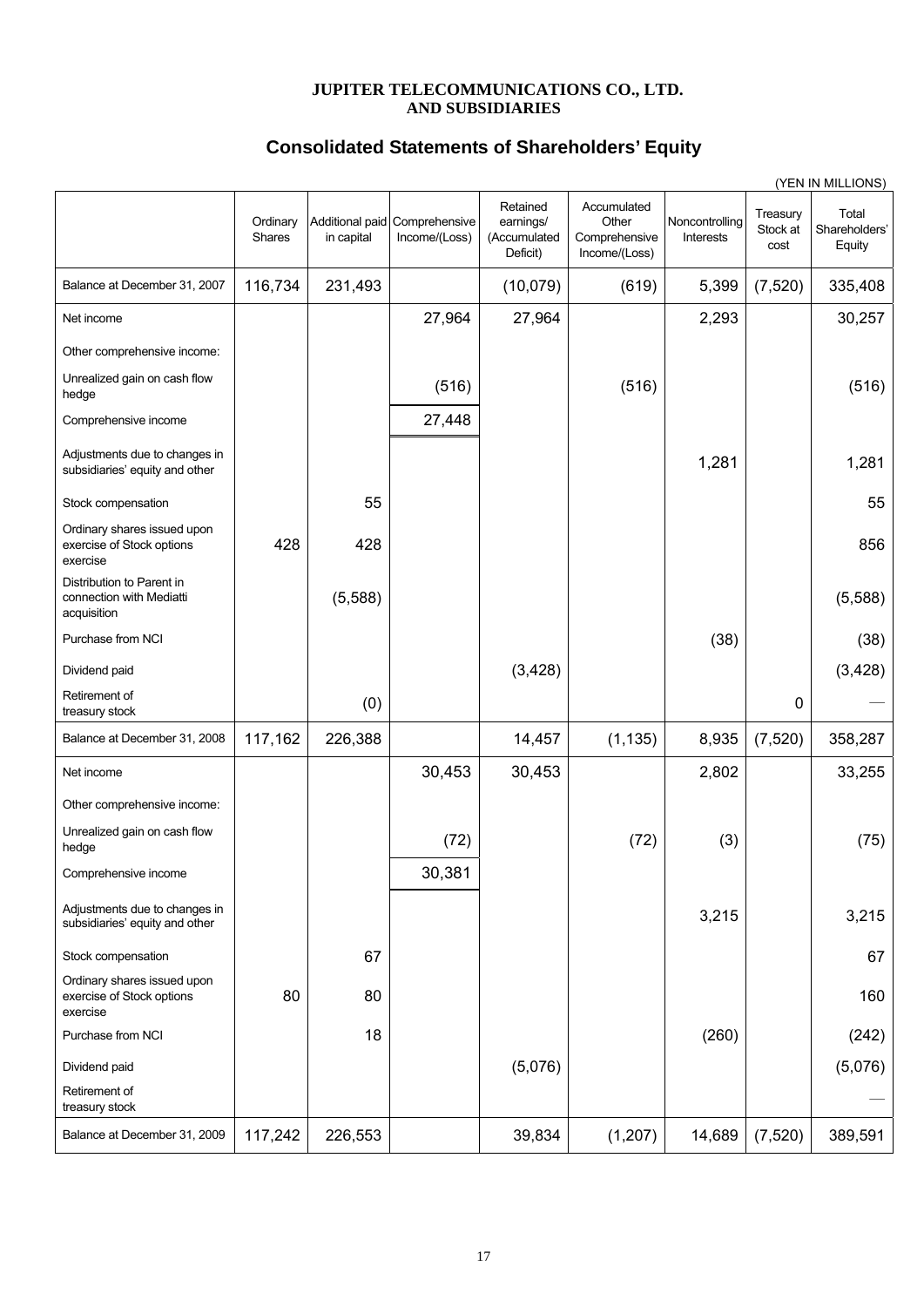**JUPITER TELECOMMUNICATIONS CO., LTD.**
**AND SUBSIDIARIES**

## Consolidated Statements of Shareholders' Equity

(YEN IN MILLIONS)

| | Ordinary Shares | Additional paid in capital | Comprehensive Income/(Loss) | Retained earnings/ (Accumulated Deficit) | Accumulated Other Comprehensive Income/(Loss) | Noncontrolling Interests | Treasury Stock at cost | Total Shareholders' Equity |
|---|---|---|---|---|---|---|---|---|
| Balance at December 31, 2007 | 116,734 | 231,493 | | (10,079) | (619) | 5,399 | (7,520) | 335,408 |
| Net income | | | 27,964 | 27,964 | | 2,293 | | 30,257 |
| Other comprehensive income: | | | | | | | | |
| Unrealized gain on cash flow hedge | | | (516) | | (516) | | | (516) |
| Comprehensive income | | | 27,448 | | | | | |
| Adjustments due to changes in subsidiaries' equity and other | | | | | | 1,281 | | 1,281 |
| Stock compensation | | 55 | | | | | | 55 |
| Ordinary shares issued upon exercise of Stock options exercise | 428 | 428 | | | | | | 856 |
| Distribution to Parent in connection with Mediatti acquisition | | (5,588) | | | | | | (5,588) |
| Purchase from NCI | | | | | | (38) | | (38) |
| Dividend paid | | | | (3,428) | | | | (3,428) |
| Retirement of treasury stock | | (0) | | | | | 0 | — |
| Balance at December 31, 2008 | 117,162 | 226,388 | | 14,457 | (1,135) | 8,935 | (7,520) | 358,287 |
| Net income | | | 30,453 | 30,453 | | 2,802 | | 33,255 |
| Other comprehensive income: | | | | | | | | |
| Unrealized gain on cash flow hedge | | | (72) | | (72) | (3) | | (75) |
| Comprehensive income | | | 30,381 | | | | | |
| Adjustments due to changes in subsidiaries' equity and other | | | | | | 3,215 | | 3,215 |
| Stock compensation | | 67 | | | | | | 67 |
| Ordinary shares issued upon exercise of Stock options exercise | 80 | 80 | | | | | | 160 |
| Purchase from NCI | | 18 | | | | (260) | | (242) |
| Dividend paid | | | | (5,076) | | | | (5,076) |
| Retirement of treasury stock | | | | | | | | — |
| Balance at December 31, 2009 | 117,242 | 226,553 | | 39,834 | (1,207) | 14,689 | (7,520) | 389,591 |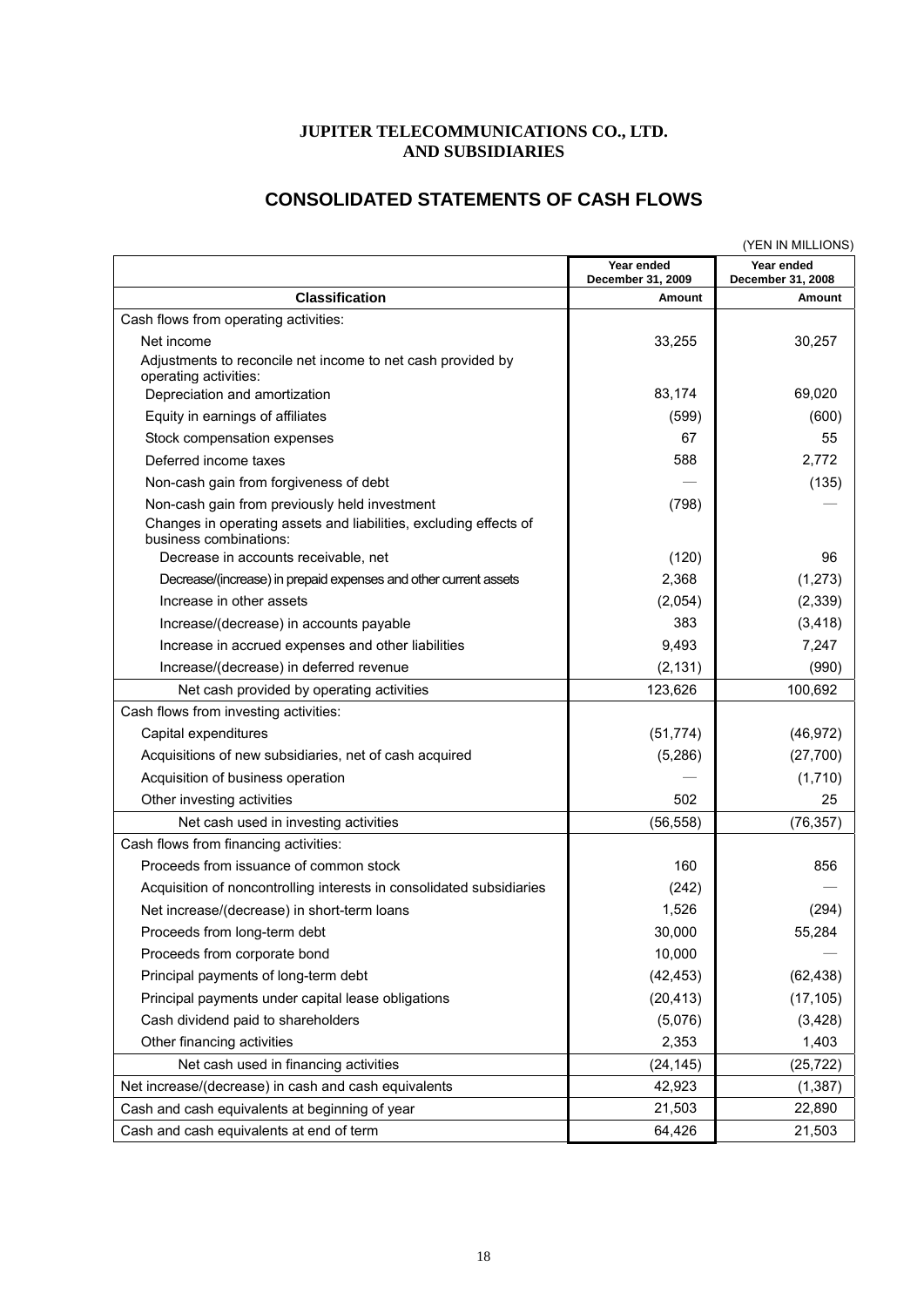**JUPITER TELECOMMUNICATIONS CO., LTD.**
**AND SUBSIDIARIES**

# CONSOLIDATED STATEMENTS OF CASH FLOWS

(YEN IN MILLIONS)

| Classification | Year ended December 31, 2009 Amount | Year ended December 31, 2008 Amount |
|---|---|---|
| Cash flows from operating activities: | | |
| Net income | 33,255 | 30,257 |
| Adjustments to reconcile net income to net cash provided by operating activities: | | |
| Depreciation and amortization | 83,174 | 69,020 |
| Equity in earnings of affiliates | (599) | (600) |
| Stock compensation expenses | 67 | 55 |
| Deferred income taxes | 588 | 2,772 |
| Non-cash gain from forgiveness of debt | — | (135) |
| Non-cash gain from previously held investment | (798) | — |
| Changes in operating assets and liabilities, excluding effects of business combinations: | | |
| Decrease in accounts receivable, net | (120) | 96 |
| Decrease/(increase) in prepaid expenses and other current assets | 2,368 | (1,273) |
| Increase in other assets | (2,054) | (2,339) |
| Increase/(decrease) in accounts payable | 383 | (3,418) |
| Increase in accrued expenses and other liabilities | 9,493 | 7,247 |
| Increase/(decrease) in deferred revenue | (2,131) | (990) |
| Net cash provided by operating activities | 123,626 | 100,692 |
| Cash flows from investing activities: | | |
| Capital expenditures | (51,774) | (46,972) |
| Acquisitions of new subsidiaries, net of cash acquired | (5,286) | (27,700) |
| Acquisition of business operation | — | (1,710) |
| Other investing activities | 502 | 25 |
| Net cash used in investing activities | (56,558) | (76,357) |
| Cash flows from financing activities: | | |
| Proceeds from issuance of common stock | 160 | 856 |
| Acquisition of noncontrolling interests in consolidated subsidiaries | (242) | — |
| Net increase/(decrease) in short-term loans | 1,526 | (294) |
| Proceeds from long-term debt | 30,000 | 55,284 |
| Proceeds from corporate bond | 10,000 | — |
| Principal payments of long-term debt | (42,453) | (62,438) |
| Principal payments under capital lease obligations | (20,413) | (17,105) |
| Cash dividend paid to shareholders | (5,076) | (3,428) |
| Other financing activities | 2,353 | 1,403 |
| Net cash used in financing activities | (24,145) | (25,722) |
| Net increase/(decrease) in cash and cash equivalents | 42,923 | (1,387) |
| Cash and cash equivalents at beginning of year | 21,503 | 22,890 |
| Cash and cash equivalents at end of term | 64,426 | 21,503 |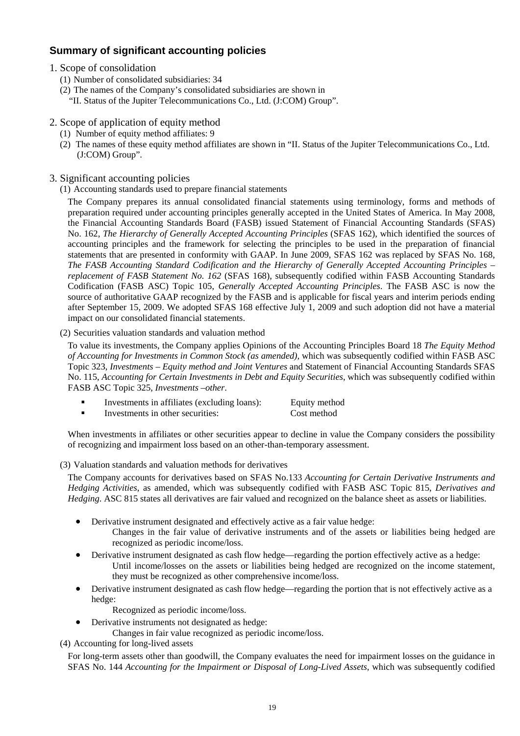## Summary of significant accounting policies

1. Scope of consolidation
   (1) Number of consolidated subsidiaries: 34
   (2) The names of the Company's consolidated subsidiaries are shown in "II. Status of the Jupiter Telecommunications Co., Ltd. (J:COM) Group".

2. Scope of application of equity method
   (1) Number of equity method affiliates: 9
   (2) The names of these equity method affiliates are shown in "II. Status of the Jupiter Telecommunications Co., Ltd. (J:COM) Group".

3. Significant accounting policies

(1) Accounting standards used to prepare financial statements

The Company prepares its annual consolidated financial statements using terminology, forms and methods of preparation required under accounting principles generally accepted in the United States of America. In May 2008, the Financial Accounting Standards Board (FASB) issued Statement of Financial Accounting Standards (SFAS) No. 162, *The Hierarchy of Generally Accepted Accounting Principles* (SFAS 162), which identified the sources of accounting principles and the framework for selecting the principles to be used in the preparation of financial statements that are presented in conformity with GAAP. In June 2009, SFAS 162 was replaced by SFAS No. 168, *The FASB Accounting Standard Codification and the Hierarchy of Generally Accepted Accounting Principles – replacement of FASB Statement No. 162* (SFAS 168), subsequently codified within FASB Accounting Standards Codification (FASB ASC) Topic 105, *Generally Accepted Accounting Principles*. The FASB ASC is now the source of authoritative GAAP recognized by the FASB and is applicable for fiscal years and interim periods ending after September 15, 2009. We adopted SFAS 168 effective July 1, 2009 and such adoption did not have a material impact on our consolidated financial statements.

(2) Securities valuation standards and valuation method

To value its investments, the Company applies Opinions of the Accounting Principles Board 18 *The Equity Method of Accounting for Investments in Common Stock (as amended),* which was subsequently codified within FASB ASC Topic 323, *Investments – Equity method and Joint Ventures* and Statement of Financial Accounting Standards SFAS No. 115, *Accounting for Certain Investments in Debt and Equity Securities*, which was subsequently codified within FASB ASC Topic 325, *Investments –other*.

- Investments in affiliates (excluding loans): Equity method
- Investments in other securities: Cost method

When investments in affiliates or other securities appear to decline in value the Company considers the possibility of recognizing and impairment loss based on an other-than-temporary assessment.

(3) Valuation standards and valuation methods for derivatives

The Company accounts for derivatives based on SFAS No.133 *Accounting for Certain Derivative Instruments and Hedging Activities*, as amended, which was subsequently codified with FASB ASC Topic 815, *Derivatives and Hedging*. ASC 815 states all derivatives are fair valued and recognized on the balance sheet as assets or liabilities.

- Derivative instrument designated and effectively active as a fair value hedge:
  Changes in the fair value of derivative instruments and of the assets or liabilities being hedged are recognized as periodic income/loss.
- Derivative instrument designated as cash flow hedge—regarding the portion effectively active as a hedge:
  Until income/losses on the assets or liabilities being hedged are recognized on the income statement, they must be recognized as other comprehensive income/loss.
- Derivative instrument designated as cash flow hedge—regarding the portion that is not effectively active as a hedge:
  Recognized as periodic income/loss.
- Derivative instruments not designated as hedge:
  Changes in fair value recognized as periodic income/loss.

(4) Accounting for long-lived assets

For long-term assets other than goodwill, the Company evaluates the need for impairment losses on the guidance in SFAS No. 144 *Accounting for the Impairment or Disposal of Long-Lived Assets*, which was subsequently codified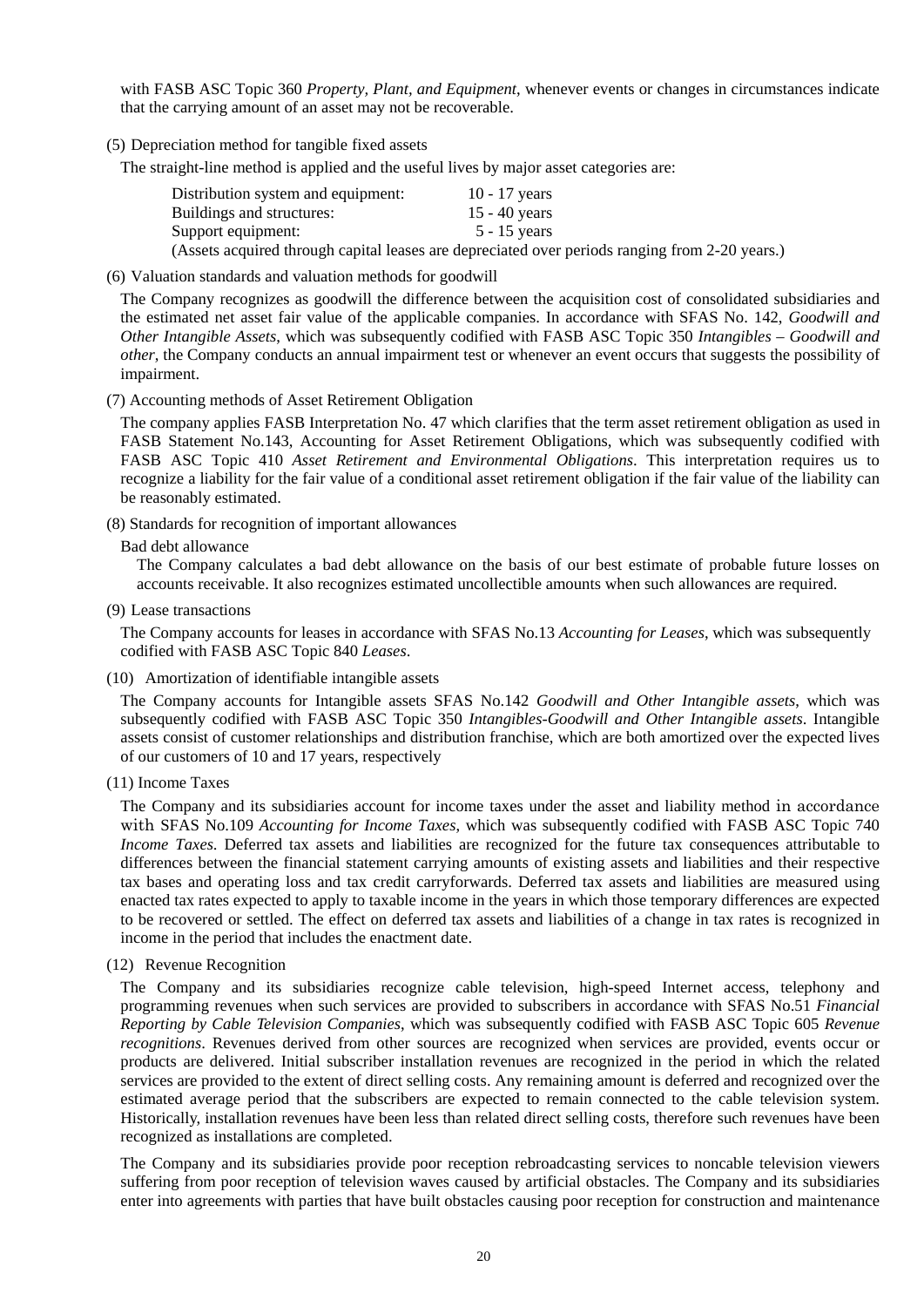with FASB ASC Topic 360 *Property, Plant, and Equipment*, whenever events or changes in circumstances indicate that the carrying amount of an asset may not be recoverable.

(5) Depreciation method for tangible fixed assets

The straight-line method is applied and the useful lives by major asset categories are:

| | |
|---|---|
| Distribution system and equipment: | 10 - 17 years |
| Buildings and structures: | 15 - 40 years |
| Support equipment: | 5 - 15 years |

(Assets acquired through capital leases are depreciated over periods ranging from 2-20 years.)

(6) Valuation standards and valuation methods for goodwill

The Company recognizes as goodwill the difference between the acquisition cost of consolidated subsidiaries and the estimated net asset fair value of the applicable companies. In accordance with SFAS No. 142, *Goodwill and Other Intangible Assets*, which was subsequently codified with FASB ASC Topic 350 *Intangibles – Goodwill and other*, the Company conducts an annual impairment test or whenever an event occurs that suggests the possibility of impairment.

(7) Accounting methods of Asset Retirement Obligation

The company applies FASB Interpretation No. 47 which clarifies that the term asset retirement obligation as used in FASB Statement No.143, Accounting for Asset Retirement Obligations, which was subsequently codified with FASB ASC Topic 410 *Asset Retirement and Environmental Obligations*. This interpretation requires us to recognize a liability for the fair value of a conditional asset retirement obligation if the fair value of the liability can be reasonably estimated.

(8) Standards for recognition of important allowances

Bad debt allowance

The Company calculates a bad debt allowance on the basis of our best estimate of probable future losses on accounts receivable. It also recognizes estimated uncollectible amounts when such allowances are required.

(9) Lease transactions

The Company accounts for leases in accordance with SFAS No.13 *Accounting for Leases*, which was subsequently codified with FASB ASC Topic 840 *Leases*.

(10) Amortization of identifiable intangible assets

The Company accounts for Intangible assets SFAS No.142 *Goodwill and Other Intangible assets*, which was subsequently codified with FASB ASC Topic 350 *Intangibles-Goodwill and Other Intangible assets*. Intangible assets consist of customer relationships and distribution franchise, which are both amortized over the expected lives of our customers of 10 and 17 years, respectively

(11) Income Taxes

The Company and its subsidiaries account for income taxes under the asset and liability method in accordance with SFAS No.109 *Accounting for Income Taxes*, which was subsequently codified with FASB ASC Topic 740 *Income Taxes*. Deferred tax assets and liabilities are recognized for the future tax consequences attributable to differences between the financial statement carrying amounts of existing assets and liabilities and their respective tax bases and operating loss and tax credit carryforwards. Deferred tax assets and liabilities are measured using enacted tax rates expected to apply to taxable income in the years in which those temporary differences are expected to be recovered or settled. The effect on deferred tax assets and liabilities of a change in tax rates is recognized in income in the period that includes the enactment date.

(12) Revenue Recognition

The Company and its subsidiaries recognize cable television, high-speed Internet access, telephony and programming revenues when such services are provided to subscribers in accordance with SFAS No.51 *Financial Reporting by Cable Television Companies*, which was subsequently codified with FASB ASC Topic 605 *Revenue recognitions*. Revenues derived from other sources are recognized when services are provided, events occur or products are delivered. Initial subscriber installation revenues are recognized in the period in which the related services are provided to the extent of direct selling costs. Any remaining amount is deferred and recognized over the estimated average period that the subscribers are expected to remain connected to the cable television system. Historically, installation revenues have been less than related direct selling costs, therefore such revenues have been recognized as installations are completed.

The Company and its subsidiaries provide poor reception rebroadcasting services to noncable television viewers suffering from poor reception of television waves caused by artificial obstacles. The Company and its subsidiaries enter into agreements with parties that have built obstacles causing poor reception for construction and maintenance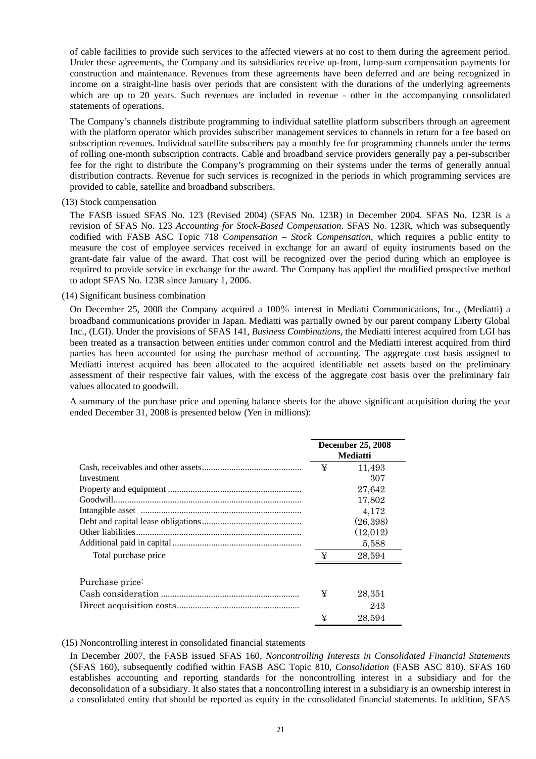of cable facilities to provide such services to the affected viewers at no cost to them during the agreement period. Under these agreements, the Company and its subsidiaries receive up-front, lump-sum compensation payments for construction and maintenance. Revenues from these agreements have been deferred and are being recognized in income on a straight-line basis over periods that are consistent with the durations of the underlying agreements which are up to 20 years. Such revenues are included in revenue - other in the accompanying consolidated statements of operations.

The Company's channels distribute programming to individual satellite platform subscribers through an agreement with the platform operator which provides subscriber management services to channels in return for a fee based on subscription revenues. Individual satellite subscribers pay a monthly fee for programming channels under the terms of rolling one-month subscription contracts. Cable and broadband service providers generally pay a per-subscriber fee for the right to distribute the Company's programming on their systems under the terms of generally annual distribution contracts. Revenue for such services is recognized in the periods in which programming services are provided to cable, satellite and broadband subscribers.

(13) Stock compensation

The FASB issued SFAS No. 123 (Revised 2004) (SFAS No. 123R) in December 2004. SFAS No. 123R is a revision of SFAS No. 123 *Accounting for Stock-Based Compensation*. SFAS No. 123R, which was subsequently codified with FASB ASC Topic 718 *Compensation – Stock Compensation,* which requires a public entity to measure the cost of employee services received in exchange for an award of equity instruments based on the grant-date fair value of the award. That cost will be recognized over the period during which an employee is required to provide service in exchange for the award. The Company has applied the modified prospective method to adopt SFAS No. 123R since January 1, 2006.

(14) Significant business combination

On December 25, 2008 the Company acquired a 100% interest in Mediatti Communications, Inc., (Mediatti) a broadband communications provider in Japan. Mediatti was partially owned by our parent company Liberty Global Inc., (LGI). Under the provisions of SFAS 141, *Business Combinations*, the Mediatti interest acquired from LGI has been treated as a transaction between entities under common control and the Mediatti interest acquired from third parties has been accounted for using the purchase method of accounting. The aggregate cost basis assigned to Mediatti interest acquired has been allocated to the acquired identifiable net assets based on the preliminary assessment of their respective fair values, with the excess of the aggregate cost basis over the preliminary fair values allocated to goodwill.

A summary of the purchase price and opening balance sheets for the above significant acquisition during the year ended December 31, 2008 is presented below (Yen in millions):

| | December 25, 2008 Mediatti |
|---|---|
| Cash, receivables and other assets | ¥ 11,493 |
| Investment | 307 |
| Property and equipment | 27,642 |
| Goodwill | 17,802 |
| Intangible asset | 4,172 |
| Debt and capital lease obligations | (26,398) |
| Other liabilities | (12,012) |
| Additional paid in capital | 5,588 |
| Total purchase price | ¥ 28,594 |
| | |
| Purchase price: | |
| Cash consideration | ¥ 28,351 |
| Direct acquisition costs | 243 |
| | ¥ 28,594 |

(15) Noncontrolling interest in consolidated financial statements

In December 2007, the FASB issued SFAS 160, *Noncontrolling Interests in Consolidated Financial Statements* (SFAS 160), subsequently codified within FASB ASC Topic 810, *Consolidation* (FASB ASC 810). SFAS 160 establishes accounting and reporting standards for the noncontrolling interest in a subsidiary and for the deconsolidation of a subsidiary. It also states that a noncontrolling interest in a subsidiary is an ownership interest in a consolidated entity that should be reported as equity in the consolidated financial statements. In addition, SFAS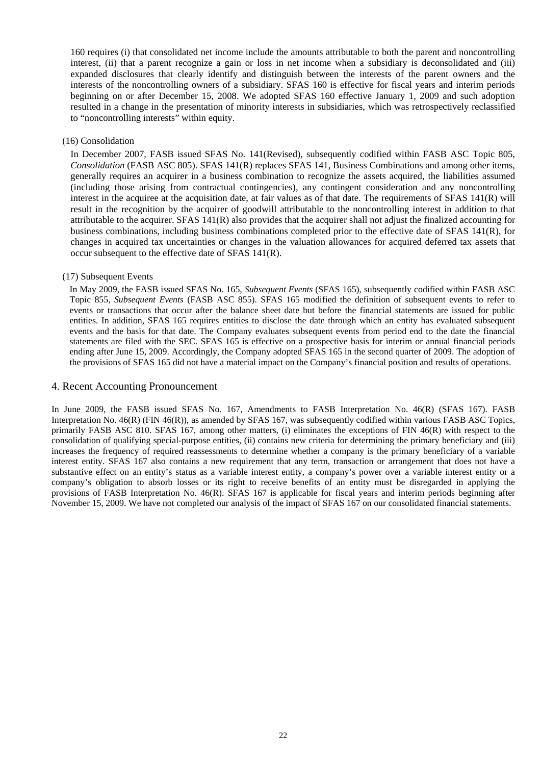160 requires (i) that consolidated net income include the amounts attributable to both the parent and noncontrolling interest, (ii) that a parent recognize a gain or loss in net income when a subsidiary is deconsolidated and (iii) expanded disclosures that clearly identify and distinguish between the interests of the parent owners and the interests of the noncontrolling owners of a subsidiary. SFAS 160 is effective for fiscal years and interim periods beginning on or after December 15, 2008. We adopted SFAS 160 effective January 1, 2009 and such adoption resulted in a change in the presentation of minority interests in subsidiaries, which was retrospectively reclassified to "noncontrolling interests" within equity.

(16) Consolidation

In December 2007, FASB issued SFAS No. 141(Revised), subsequently codified within FASB ASC Topic 805, *Consolidation* (FASB ASC 805). SFAS 141(R) replaces SFAS 141, Business Combinations and among other items, generally requires an acquirer in a business combination to recognize the assets acquired, the liabilities assumed (including those arising from contractual contingencies), any contingent consideration and any noncontrolling interest in the acquiree at the acquisition date, at fair values as of that date. The requirements of SFAS 141(R) will result in the recognition by the acquirer of goodwill attributable to the noncontrolling interest in addition to that attributable to the acquirer. SFAS 141(R) also provides that the acquirer shall not adjust the finalized accounting for business combinations, including business combinations completed prior to the effective date of SFAS 141(R), for changes in acquired tax uncertainties or changes in the valuation allowances for acquired deferred tax assets that occur subsequent to the effective date of SFAS 141(R).

(17) Subsequent Events

In May 2009, the FASB issued SFAS No. 165, *Subsequent Events* (SFAS 165), subsequently codified within FASB ASC Topic 855, *Subsequent Events* (FASB ASC 855). SFAS 165 modified the definition of subsequent events to refer to events or transactions that occur after the balance sheet date but before the financial statements are issued for public entities. In addition, SFAS 165 requires entities to disclose the date through which an entity has evaluated subsequent events and the basis for that date. The Company evaluates subsequent events from period end to the date the financial statements are filed with the SEC. SFAS 165 is effective on a prospective basis for interim or annual financial periods ending after June 15, 2009. Accordingly, the Company adopted SFAS 165 in the second quarter of 2009. The adoption of the provisions of SFAS 165 did not have a material impact on the Company's financial position and results of operations.

## 4. Recent Accounting Pronouncement

In June 2009, the FASB issued SFAS No. 167, Amendments to FASB Interpretation No. 46(R) (SFAS 167). FASB Interpretation No. 46(R) (FIN 46(R)), as amended by SFAS 167, was subsequently codified within various FASB ASC Topics, primarily FASB ASC 810. SFAS 167, among other matters, (i) eliminates the exceptions of FIN 46(R) with respect to the consolidation of qualifying special-purpose entities, (ii) contains new criteria for determining the primary beneficiary and (iii) increases the frequency of required reassessments to determine whether a company is the primary beneficiary of a variable interest entity. SFAS 167 also contains a new requirement that any term, transaction or arrangement that does not have a substantive effect on an entity's status as a variable interest entity, a company's power over a variable interest entity or a company's obligation to absorb losses or its right to receive benefits of an entity must be disregarded in applying the provisions of FASB Interpretation No. 46(R). SFAS 167 is applicable for fiscal years and interim periods beginning after November 15, 2009. We have not completed our analysis of the impact of SFAS 167 on our consolidated financial statements.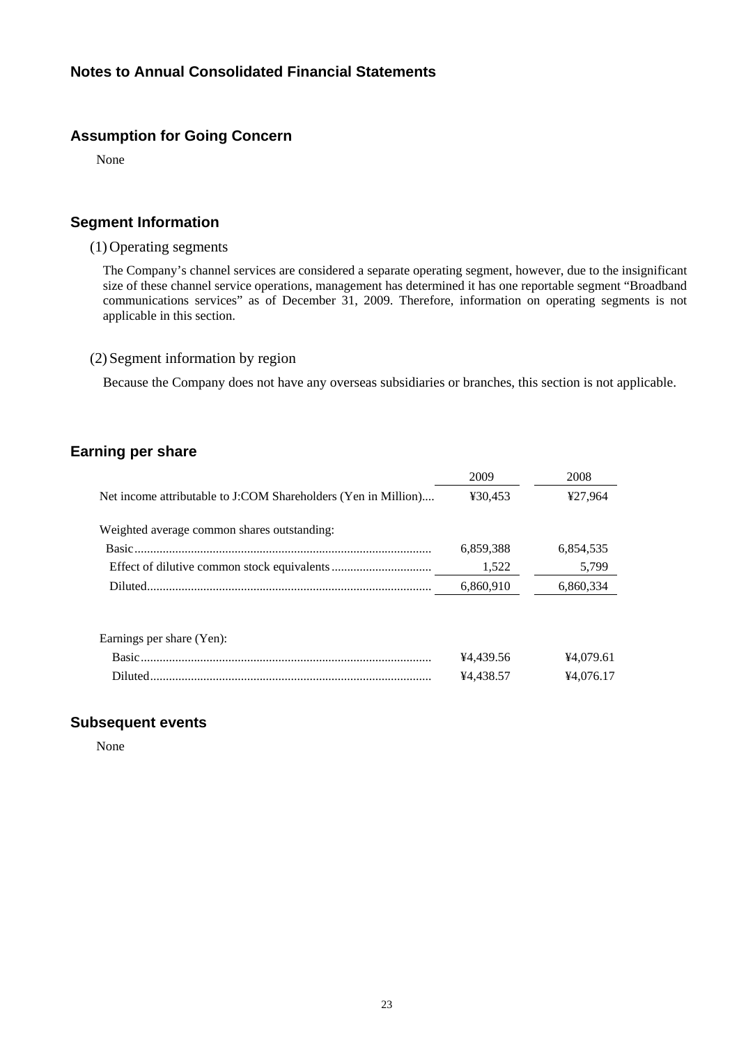# Notes to Annual Consolidated Financial Statements

## Assumption for Going Concern

None

## Segment Information

(1) Operating segments

The Company's channel services are considered a separate operating segment, however, due to the insignificant size of these channel service operations, management has determined it has one reportable segment "Broadband communications services" as of December 31, 2009. Therefore, information on operating segments is not applicable in this section.

(2) Segment information by region

Because the Company does not have any overseas subsidiaries or branches, this section is not applicable.

## Earning per share

| | 2009 | 2008 |
|---|---|---|
| Net income attributable to J:COM Shareholders (Yen in Million) | ¥30,453 | ¥27,964 |
| Weighted average common shares outstanding: | | |
| Basic | 6,859,388 | 6,854,535 |
| Effect of dilutive common stock equivalents | 1,522 | 5,799 |
| Diluted | 6,860,910 | 6,860,334 |
| Earnings per share (Yen): | | |
| Basic | ¥4,439.56 | ¥4,079.61 |
| Diluted | ¥4,438.57 | ¥4,076.17 |

## Subsequent events

None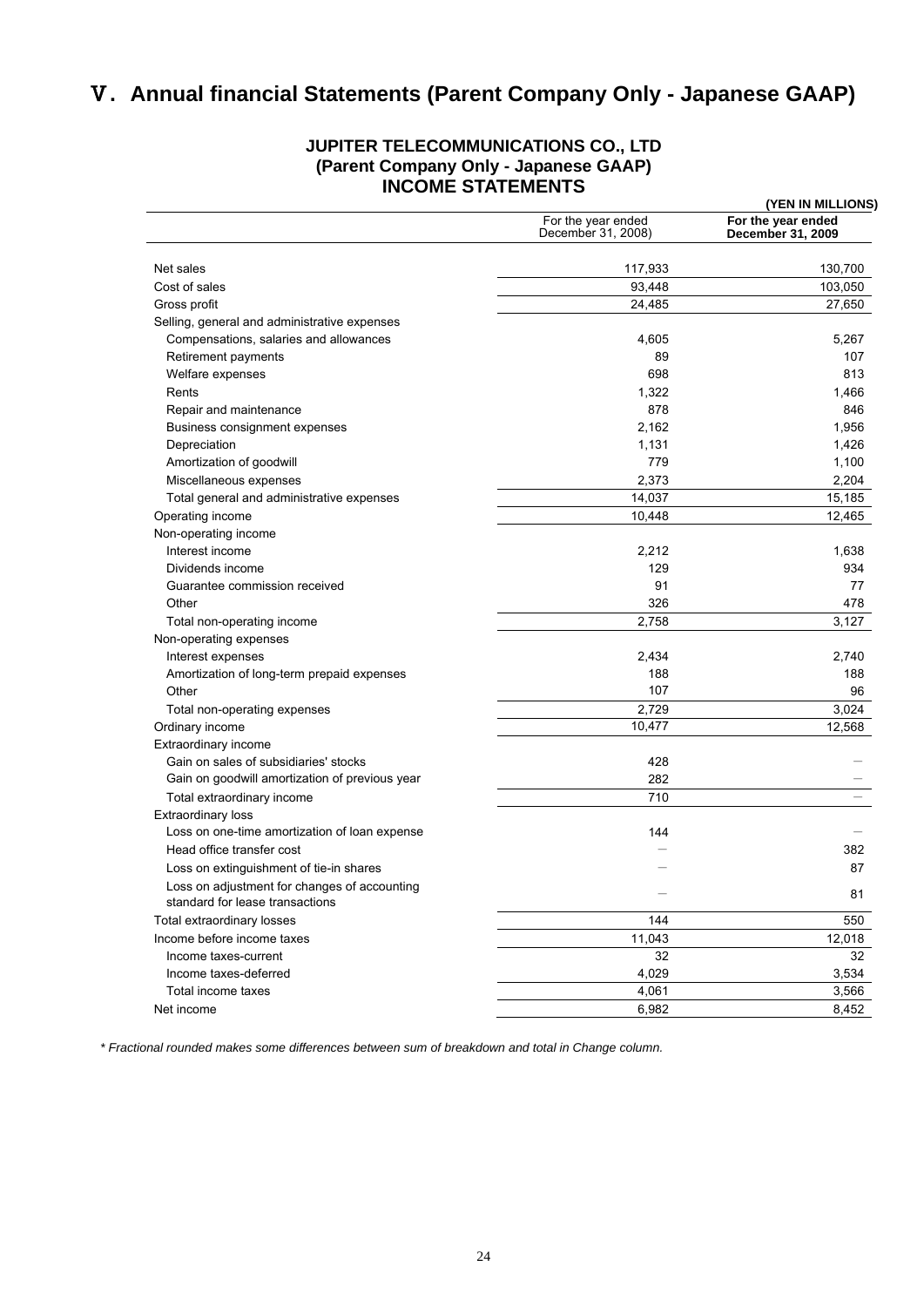# Ⅴ. Annual financial Statements (Parent Company Only - Japanese GAAP)

## JUPITER TELECOMMUNICATIONS CO., LTD
## (Parent Company Only - Japanese GAAP)
## INCOME STATEMENTS

**(YEN IN MILLIONS)**

| | For the year ended December 31, 2008) | **For the year ended December 31, 2009** |
|---|---|---|
| Net sales | 117,933 | 130,700 |
| Cost of sales | 93,448 | 103,050 |
| Gross profit | 24,485 | 27,650 |
| Selling, general and administrative expenses | | |
| Compensations, salaries and allowances | 4,605 | 5,267 |
| Retirement payments | 89 | 107 |
| Welfare expenses | 698 | 813 |
| Rents | 1,322 | 1,466 |
| Repair and maintenance | 878 | 846 |
| Business consignment expenses | 2,162 | 1,956 |
| Depreciation | 1,131 | 1,426 |
| Amortization of goodwill | 779 | 1,100 |
| Miscellaneous expenses | 2,373 | 2,204 |
| Total general and administrative expenses | 14,037 | 15,185 |
| Operating income | 10,448 | 12,465 |
| Non-operating income | | |
| Interest income | 2,212 | 1,638 |
| Dividends income | 129 | 934 |
| Guarantee commission received | 91 | 77 |
| Other | 326 | 478 |
| Total non-operating income | 2,758 | 3,127 |
| Non-operating expenses | | |
| Interest expenses | 2,434 | 2,740 |
| Amortization of long-term prepaid expenses | 188 | 188 |
| Other | 107 | 96 |
| Total non-operating expenses | 2,729 | 3,024 |
| Ordinary income | 10,477 | 12,568 |
| Extraordinary income | | |
| Gain on sales of subsidiaries' stocks | 428 | － |
| Gain on goodwill amortization of previous year | 282 | － |
| Total extraordinary income | 710 | － |
| Extraordinary loss | | |
| Loss on one-time amortization of loan expense | 144 | － |
| Head office transfer cost | － | 382 |
| Loss on extinguishment of tie-in shares | － | 87 |
| Loss on adjustment for changes of accounting standard for lease transactions | － | 81 |
| Total extraordinary losses | 144 | 550 |
| Income before income taxes | 11,043 | 12,018 |
| Income taxes-current | 32 | 32 |
| Income taxes-deferred | 4,029 | 3,534 |
| Total income taxes | 4,061 | 3,566 |
| Net income | 6,982 | 8,452 |

*\* Fractional rounded makes some differences between sum of breakdown and total in Change column.*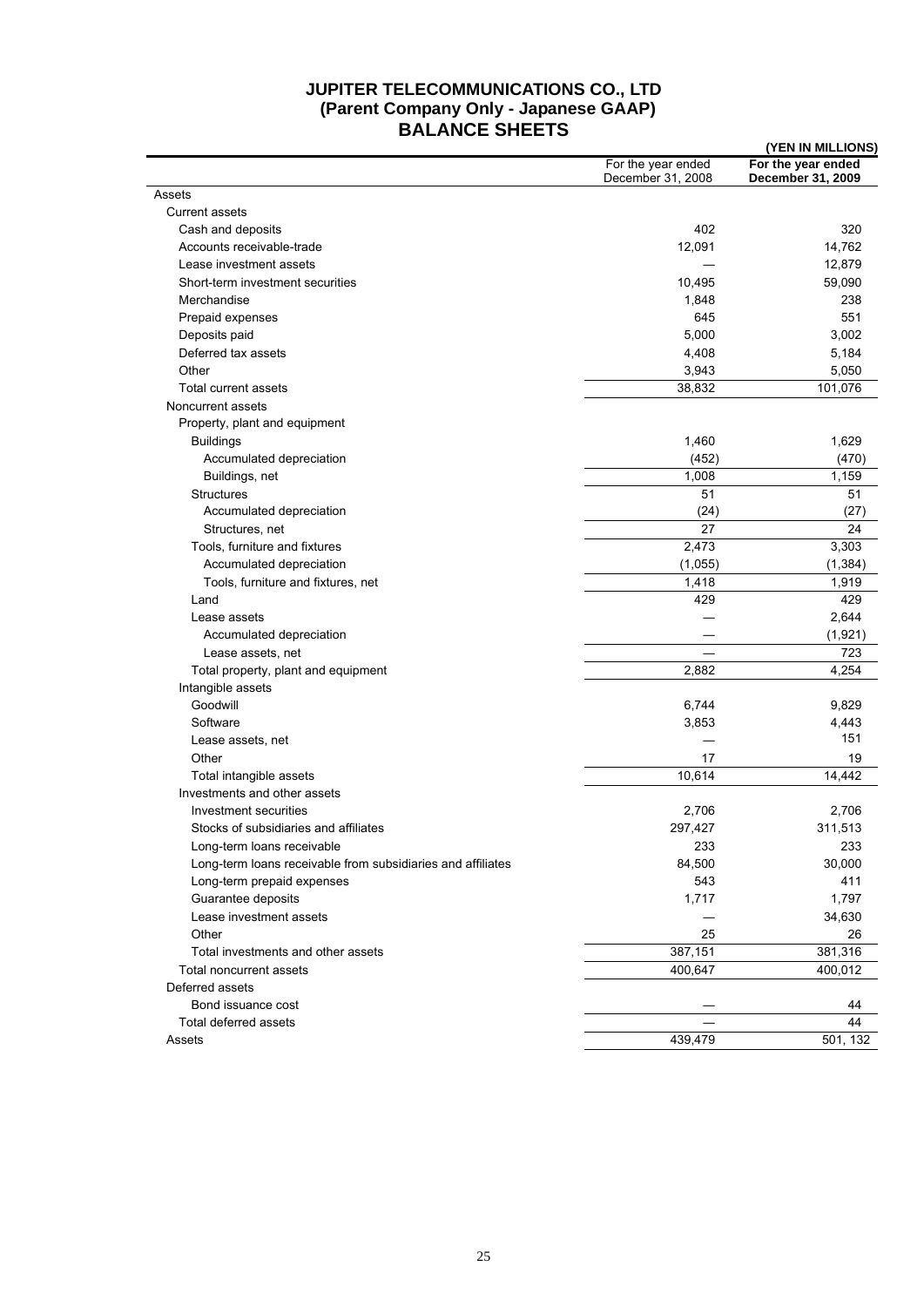# JUPITER TELECOMMUNICATIONS CO., LTD
## (Parent Company Only - Japanese GAAP)
## BALANCE SHEETS

**(YEN IN MILLIONS)**

| | For the year ended December 31, 2008 | **For the year ended December 31, 2009** |
|---|---|---|
| Assets | | |
| Current assets | | |
| Cash and deposits | 402 | 320 |
| Accounts receivable-trade | 12,091 | 14,762 |
| Lease investment assets | — | 12,879 |
| Short-term investment securities | 10,495 | 59,090 |
| Merchandise | 1,848 | 238 |
| Prepaid expenses | 645 | 551 |
| Deposits paid | 5,000 | 3,002 |
| Deferred tax assets | 4,408 | 5,184 |
| Other | 3,943 | 5,050 |
| Total current assets | 38,832 | 101,076 |
| Noncurrent assets | | |
| Property, plant and equipment | | |
| Buildings | 1,460 | 1,629 |
| Accumulated depreciation | (452) | (470) |
| Buildings, net | 1,008 | 1,159 |
| Structures | 51 | 51 |
| Accumulated depreciation | (24) | (27) |
| Structures, net | 27 | 24 |
| Tools, furniture and fixtures | 2,473 | 3,303 |
| Accumulated depreciation | (1,055) | (1,384) |
| Tools, furniture and fixtures, net | 1,418 | 1,919 |
| Land | 429 | 429 |
| Lease assets | — | 2,644 |
| Accumulated depreciation | — | (1,921) |
| Lease assets, net | — | 723 |
| Total property, plant and equipment | 2,882 | 4,254 |
| Intangible assets | | |
| Goodwill | 6,744 | 9,829 |
| Software | 3,853 | 4,443 |
| Lease assets, net | — | 151 |
| Other | 17 | 19 |
| Total intangible assets | 10,614 | 14,442 |
| Investments and other assets | | |
| Investment securities | 2,706 | 2,706 |
| Stocks of subsidiaries and affiliates | 297,427 | 311,513 |
| Long-term loans receivable | 233 | 233 |
| Long-term loans receivable from subsidiaries and affiliates | 84,500 | 30,000 |
| Long-term prepaid expenses | 543 | 411 |
| Guarantee deposits | 1,717 | 1,797 |
| Lease investment assets | — | 34,630 |
| Other | 25 | 26 |
| Total investments and other assets | 387,151 | 381,316 |
| Total noncurrent assets | 400,647 | 400,012 |
| Deferred assets | | |
| Bond issuance cost | — | 44 |
| Total deferred assets | — | 44 |
| Assets | 439,479 | 501, 132 |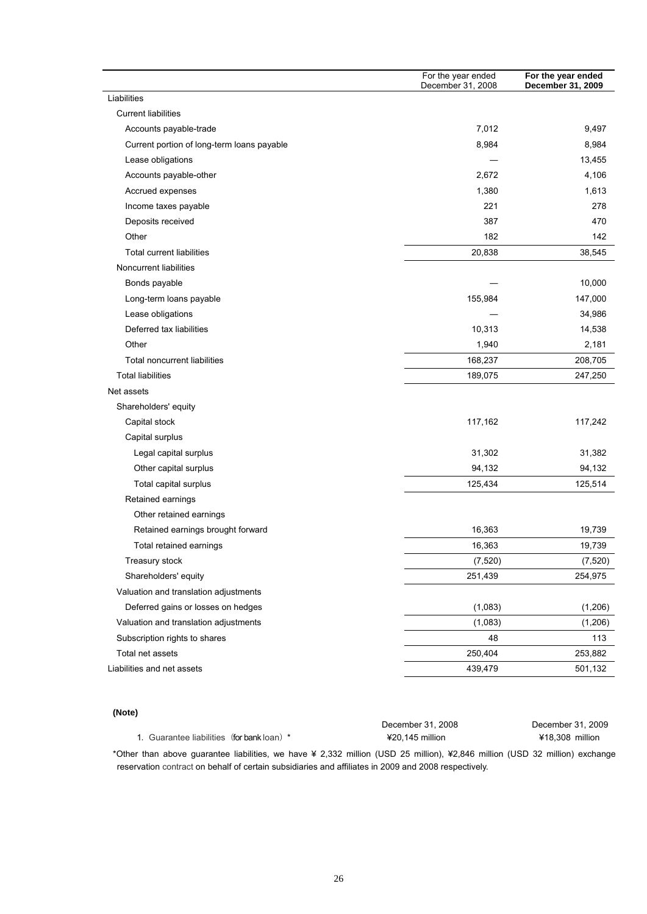| | For the year ended December 31, 2008 | **For the year ended December 31, 2009** |
|---|---|---|
| Liabilities | | |
| Current liabilities | | |
| Accounts payable-trade | 7,012 | 9,497 |
| Current portion of long-term loans payable | 8,984 | 8,984 |
| Lease obligations | — | 13,455 |
| Accounts payable-other | 2,672 | 4,106 |
| Accrued expenses | 1,380 | 1,613 |
| Income taxes payable | 221 | 278 |
| Deposits received | 387 | 470 |
| Other | 182 | 142 |
| Total current liabilities | 20,838 | 38,545 |
| Noncurrent liabilities | | |
| Bonds payable | — | 10,000 |
| Long-term loans payable | 155,984 | 147,000 |
| Lease obligations | — | 34,986 |
| Deferred tax liabilities | 10,313 | 14,538 |
| Other | 1,940 | 2,181 |
| Total noncurrent liabilities | 168,237 | 208,705 |
| Total liabilities | 189,075 | 247,250 |
| Net assets | | |
| Shareholders' equity | | |
| Capital stock | 117,162 | 117,242 |
| Capital surplus | | |
| Legal capital surplus | 31,302 | 31,382 |
| Other capital surplus | 94,132 | 94,132 |
| Total capital surplus | 125,434 | 125,514 |
| Retained earnings | | |
| Other retained earnings | | |
| Retained earnings brought forward | 16,363 | 19,739 |
| Total retained earnings | 16,363 | 19,739 |
| Treasury stock | (7,520) | (7,520) |
| Shareholders' equity | 251,439 | 254,975 |
| Valuation and translation adjustments | | |
| Deferred gains or losses on hedges | (1,083) | (1,206) |
| Valuation and translation adjustments | (1,083) | (1,206) |
| Subscription rights to shares | 48 | 113 |
| Total net assets | 250,404 | 253,882 |
| Liabilities and net assets | 439,479 | 501,132 |

**(Note)**

| | December 31, 2008 | December 31, 2009 |
|---|---|---|
| 1. Guarantee liabilities（for bank loan）* | ¥20,145 million | ¥18,308 million |

*Other than above guarantee liabilities, we have ¥ 2,332 million (USD 25 million), ¥2,846 million (USD 32 million) exchange reservation contract on behalf of certain subsidiaries and affiliates in 2009 and 2008 respectively.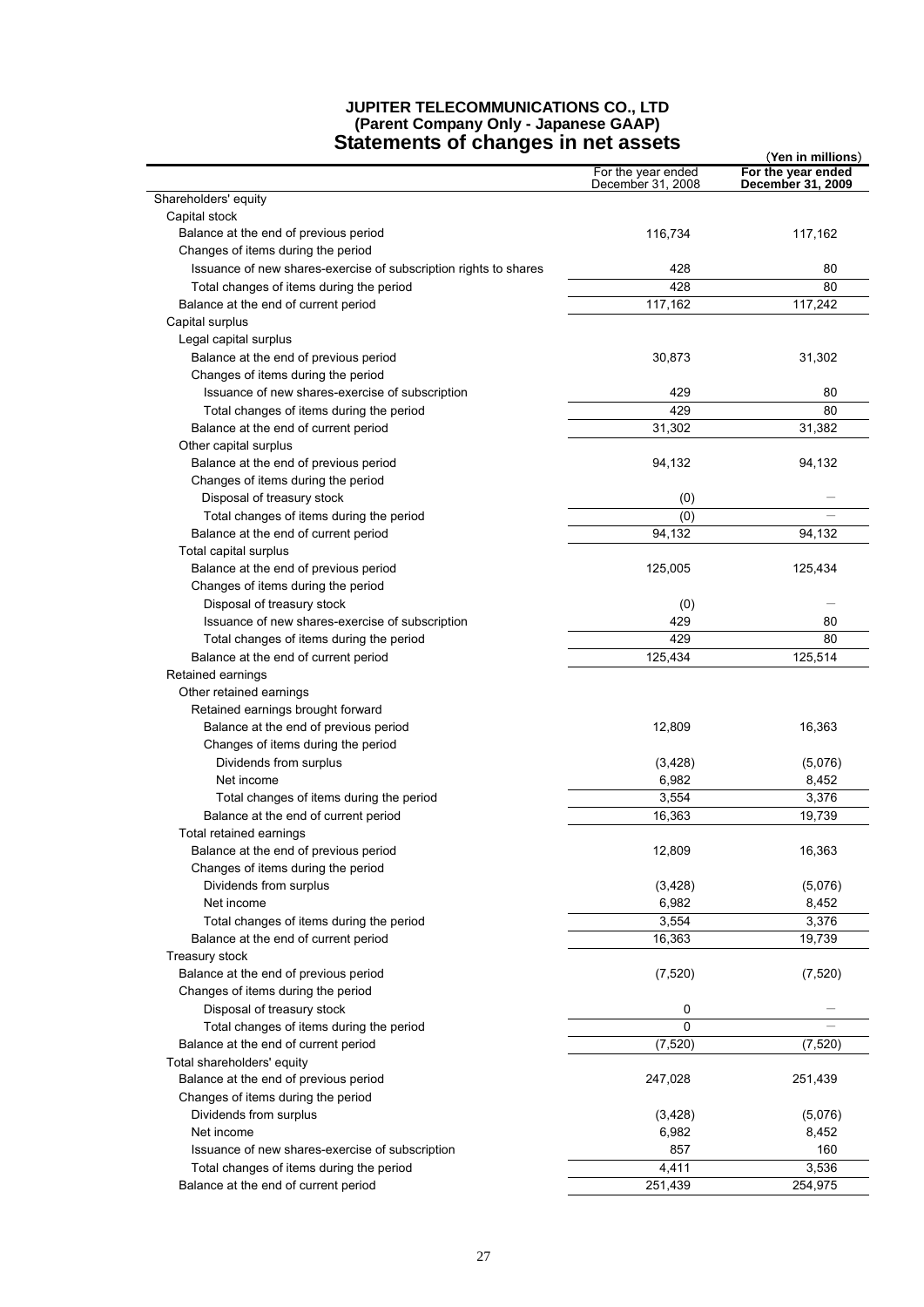# JUPITER TELECOMMUNICATIONS CO., LTD
**(Parent Company Only - Japanese GAAP)**
## Statements of changes in net assets

(Yen in millions)

| | For the year ended December 31, 2008 | For the year ended December 31, 2009 |
|---|---|---|
| Shareholders' equity | | |
| Capital stock | | |
| Balance at the end of previous period | 116,734 | 117,162 |
| Changes of items during the period | | |
| Issuance of new shares-exercise of subscription rights to shares | 428 | 80 |
| Total changes of items during the period | 428 | 80 |
| Balance at the end of current period | 117,162 | 117,242 |
| Capital surplus | | |
| Legal capital surplus | | |
| Balance at the end of previous period | 30,873 | 31,302 |
| Changes of items during the period | | |
| Issuance of new shares-exercise of subscription | 429 | 80 |
| Total changes of items during the period | 429 | 80 |
| Balance at the end of current period | 31,302 | 31,382 |
| Other capital surplus | | |
| Balance at the end of previous period | 94,132 | 94,132 |
| Changes of items during the period | | |
| Disposal of treasury stock | (0) | — |
| Total changes of items during the period | (0) | — |
| Balance at the end of current period | 94,132 | 94,132 |
| Total capital surplus | | |
| Balance at the end of previous period | 125,005 | 125,434 |
| Changes of items during the period | | |
| Disposal of treasury stock | (0) | — |
| Issuance of new shares-exercise of subscription | 429 | 80 |
| Total changes of items during the period | 429 | 80 |
| Balance at the end of current period | 125,434 | 125,514 |
| Retained earnings | | |
| Other retained earnings | | |
| Retained earnings brought forward | | |
| Balance at the end of previous period | 12,809 | 16,363 |
| Changes of items during the period | | |
| Dividends from surplus | (3,428) | (5,076) |
| Net income | 6,982 | 8,452 |
| Total changes of items during the period | 3,554 | 3,376 |
| Balance at the end of current period | 16,363 | 19,739 |
| Total retained earnings | | |
| Balance at the end of previous period | 12,809 | 16,363 |
| Changes of items during the period | | |
| Dividends from surplus | (3,428) | (5,076) |
| Net income | 6,982 | 8,452 |
| Total changes of items during the period | 3,554 | 3,376 |
| Balance at the end of current period | 16,363 | 19,739 |
| Treasury stock | | |
| Balance at the end of previous period | (7,520) | (7,520) |
| Changes of items during the period | | |
| Disposal of treasury stock | 0 | — |
| Total changes of items during the period | 0 | — |
| Balance at the end of current period | (7,520) | (7,520) |
| Total shareholders' equity | | |
| Balance at the end of previous period | 247,028 | 251,439 |
| Changes of items during the period | | |
| Dividends from surplus | (3,428) | (5,076) |
| Net income | 6,982 | 8,452 |
| Issuance of new shares-exercise of subscription | 857 | 160 |
| Total changes of items during the period | 4,411 | 3,536 |
| Balance at the end of current period | 251,439 | 254,975 |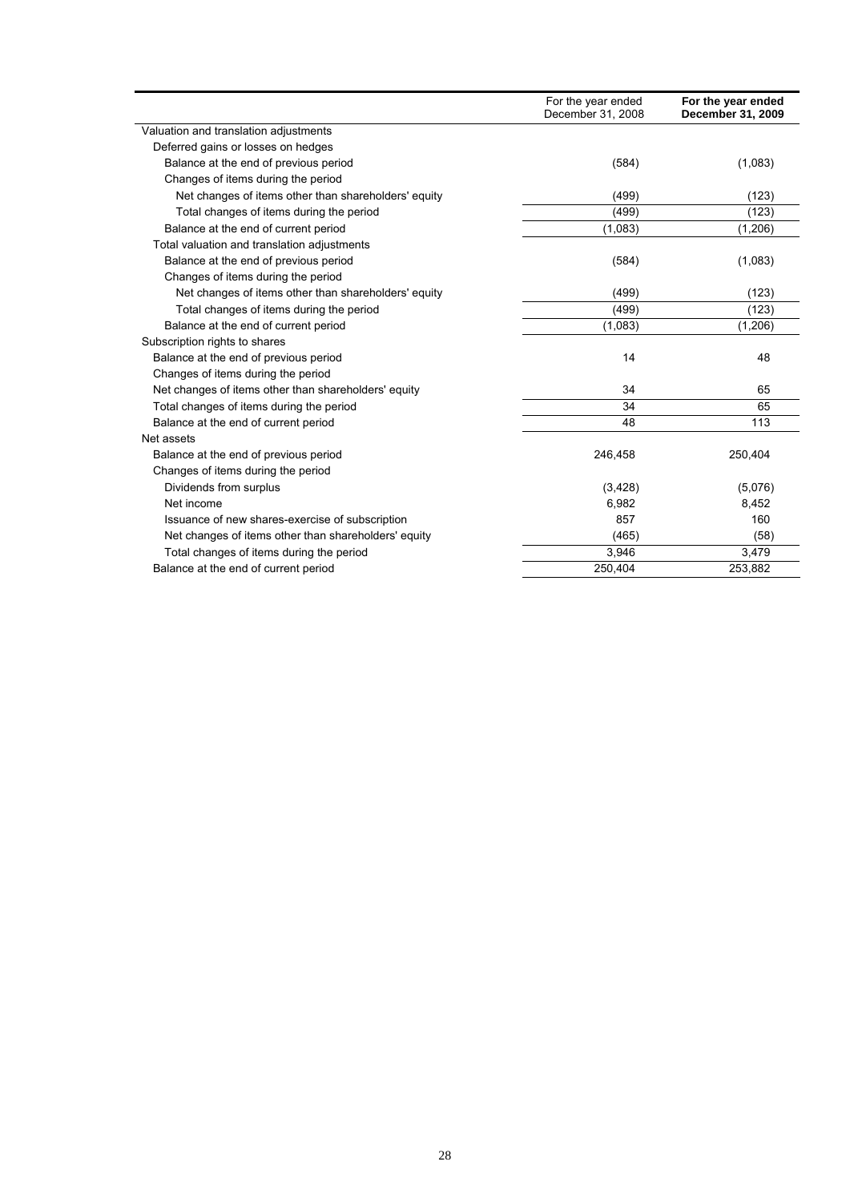| | For the year ended December 31, 2008 | **For the year ended December 31, 2009** |
|---|---|---|
| Valuation and translation adjustments | | |
| Deferred gains or losses on hedges | | |
| Balance at the end of previous period | (584) | (1,083) |
| Changes of items during the period | | |
| Net changes of items other than shareholders' equity | (499) | (123) |
| Total changes of items during the period | (499) | (123) |
| Balance at the end of current period | (1,083) | (1,206) |
| Total valuation and translation adjustments | | |
| Balance at the end of previous period | (584) | (1,083) |
| Changes of items during the period | | |
| Net changes of items other than shareholders' equity | (499) | (123) |
| Total changes of items during the period | (499) | (123) |
| Balance at the end of current period | (1,083) | (1,206) |
| Subscription rights to shares | | |
| Balance at the end of previous period | 14 | 48 |
| Changes of items during the period | | |
| Net changes of items other than shareholders' equity | 34 | 65 |
| Total changes of items during the period | 34 | 65 |
| Balance at the end of current period | 48 | 113 |
| Net assets | | |
| Balance at the end of previous period | 246,458 | 250,404 |
| Changes of items during the period | | |
| Dividends from surplus | (3,428) | (5,076) |
| Net income | 6,982 | 8,452 |
| Issuance of new shares-exercise of subscription | 857 | 160 |
| Net changes of items other than shareholders' equity | (465) | (58) |
| Total changes of items during the period | 3,946 | 3,479 |
| Balance at the end of current period | 250,404 | 253,882 |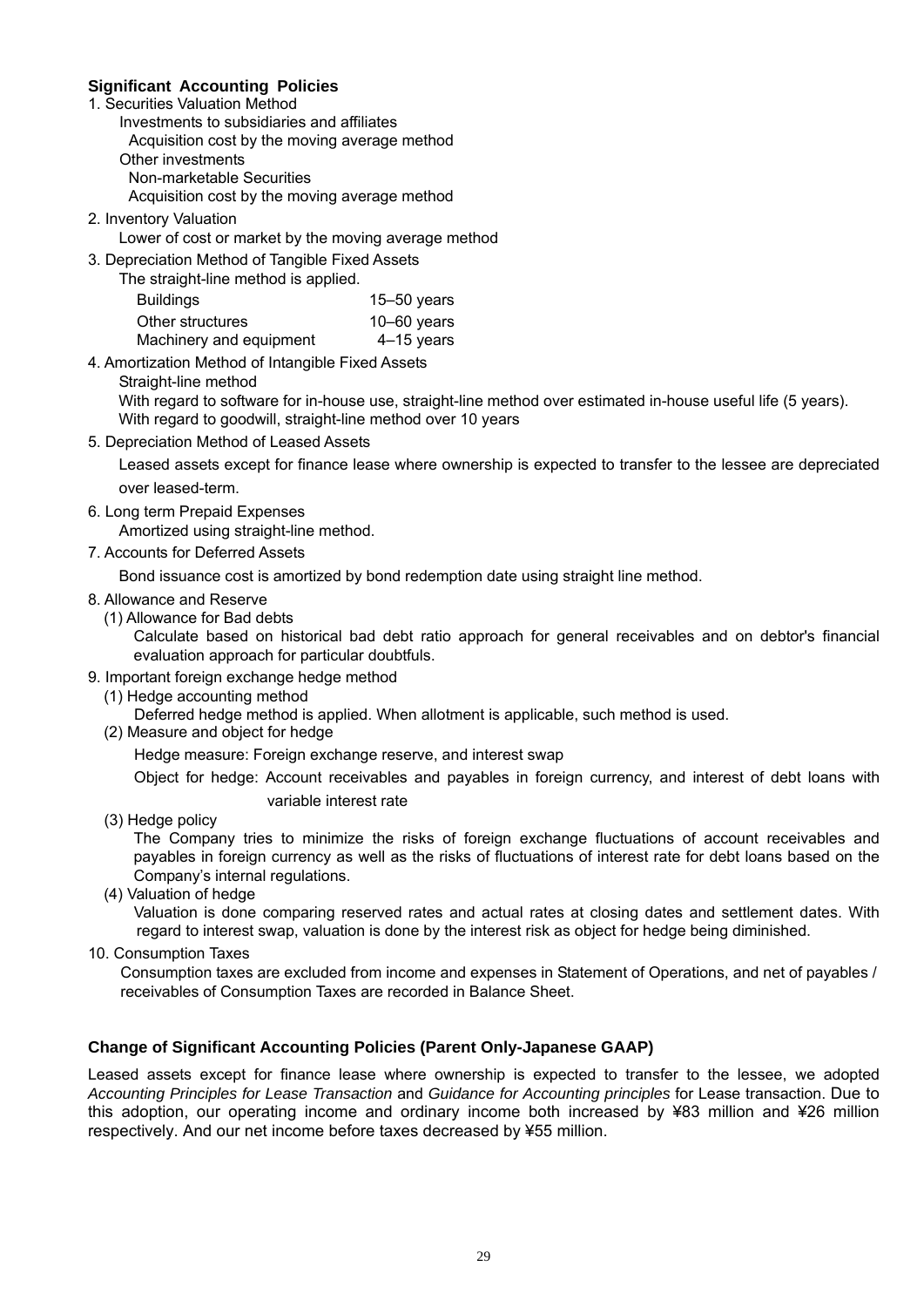## Significant Accounting Policies

1. Securities Valuation Method
   - Investments to subsidiaries and affiliates
     - Acquisition cost by the moving average method
   - Other investments
     - Non-marketable Securities
       - Acquisition cost by the moving average method
2. Inventory Valuation
   - Lower of cost or market by the moving average method
3. Depreciation Method of Tangible Fixed Assets
   - The straight-line method is applied.

| | |
|---|---|
| Buildings | 15–50 years |
| Other structures | 10–60 years |
| Machinery and equipment | 4–15 years |

4. Amortization Method of Intangible Fixed Assets
   - Straight-line method
   - With regard to software for in-house use, straight-line method over estimated in-house useful life (5 years).
   - With regard to goodwill, straight-line method over 10 years
5. Depreciation Method of Leased Assets
   - Leased assets except for finance lease where ownership is expected to transfer to the lessee are depreciated over leased-term.
6. Long term Prepaid Expenses
   - Amortized using straight-line method.
7. Accounts for Deferred Assets
   - Bond issuance cost is amortized by bond redemption date using straight line method.
8. Allowance and Reserve
   - (1) Allowance for Bad debts
     - Calculate based on historical bad debt ratio approach for general receivables and on debtor's financial evaluation approach for particular doubtfuls.
9. Important foreign exchange hedge method
   - (1) Hedge accounting method
     - Deferred hedge method is applied. When allotment is applicable, such method is used.
   - (2) Measure and object for hedge
     - Hedge measure: Foreign exchange reserve, and interest swap
     - Object for hedge: Account receivables and payables in foreign currency, and interest of debt loans with variable interest rate
   - (3) Hedge policy
     - The Company tries to minimize the risks of foreign exchange fluctuations of account receivables and payables in foreign currency as well as the risks of fluctuations of interest rate for debt loans based on the Company's internal regulations.
   - (4) Valuation of hedge
     - Valuation is done comparing reserved rates and actual rates at closing dates and settlement dates. With regard to interest swap, valuation is done by the interest risk as object for hedge being diminished.
10. Consumption Taxes
    - Consumption taxes are excluded from income and expenses in Statement of Operations, and net of payables / receivables of Consumption Taxes are recorded in Balance Sheet.

## Change of Significant Accounting Policies (Parent Only-Japanese GAAP)

Leased assets except for finance lease where ownership is expected to transfer to the lessee, we adopted *Accounting Principles for Lease Transaction* and *Guidance for Accounting principles* for Lease transaction. Due to this adoption, our operating income and ordinary income both increased by ¥83 million and ¥26 million respectively. And our net income before taxes decreased by ¥55 million.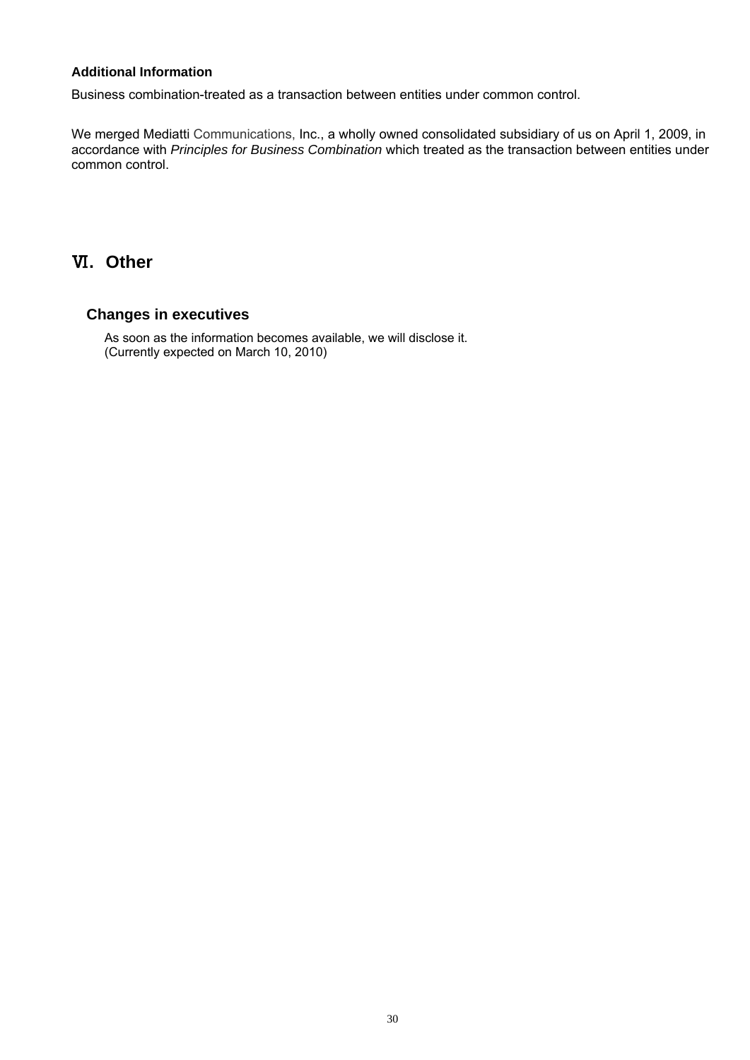### Additional Information

Business combination-treated as a transaction between entities under common control.

We merged Mediatti Communications, Inc., a wholly owned consolidated subsidiary of us on April 1, 2009, in accordance with *Principles for Business Combination* which treated as the transaction between entities under common control.

## Ⅵ. Other

### Changes in executives

As soon as the information becomes available, we will disclose it.
(Currently expected on March 10, 2010)